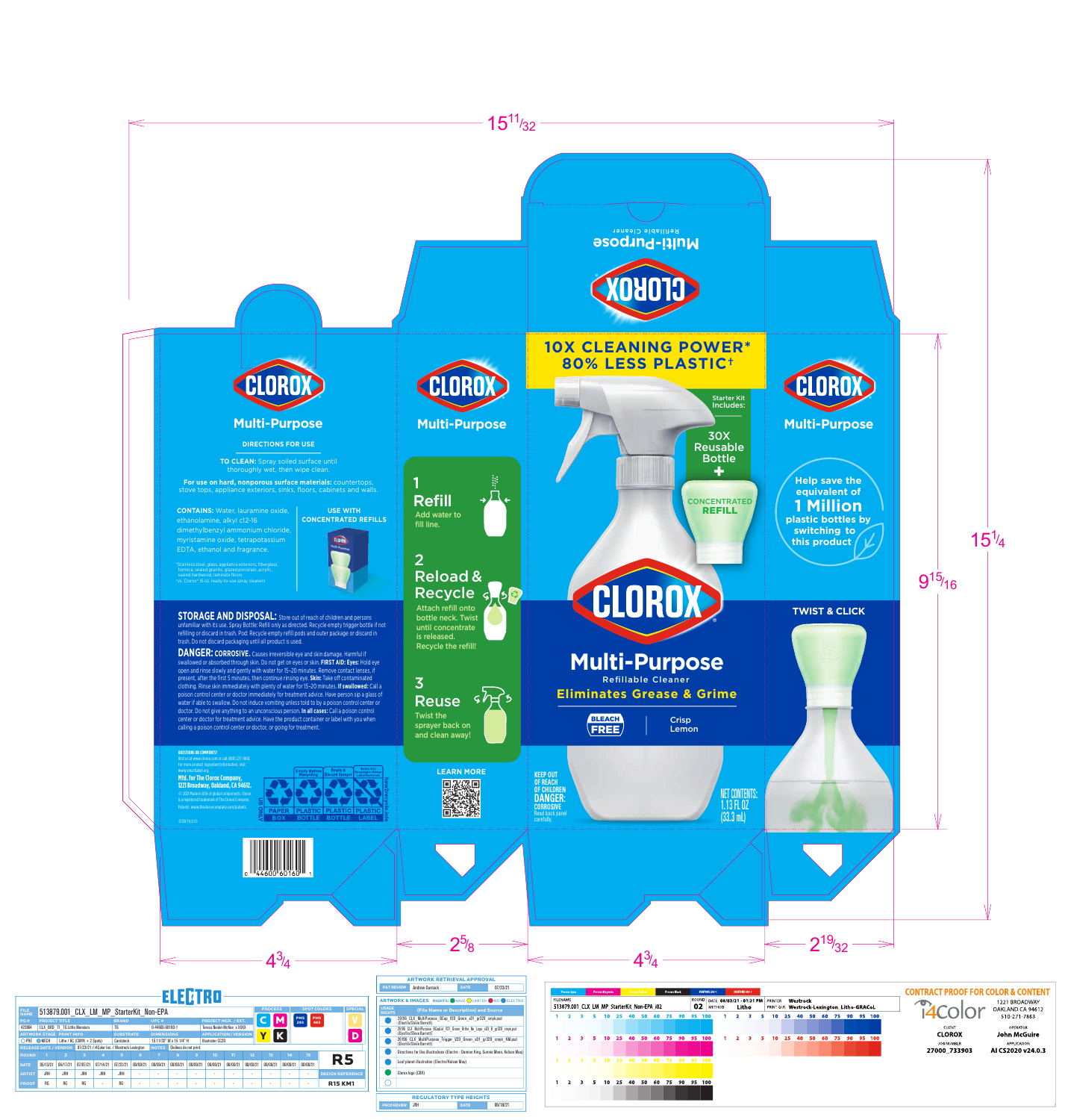15 11/32

Multi-Purpose
Refillable Cleaner

CLOROX

10X CLEANING POWER*
80% LESS PLASTIC†

Starter Kit Includes:

30X Reusable Bottle
+
CONCENTRATED REFILL

CLOROX

Multi-Purpose
Refillable Cleaner

Eliminates Grease & Grime

BLEACH FREE | Crisp Lemon

KEEP OUT OF REACH OF CHILDREN
DANGER: CORROSIVE
Read back panel carefully.

NET CONTENTS: 1.13 FL OZ (33.3 mL)

## CLOROX Multi-Purpose

### DIRECTIONS FOR USE

TO CLEAN: Spray soiled surface until thoroughly wet, then wipe clean.

**For use on hard, nonporous surface materials:** countertops, stove tops, appliance exteriors, sinks, floors, cabinets and walls.

**CONTAINS:** Water, lauramine oxide, ethanolamine, alkyl c12-16 dimethylbenzyl ammonium chloride, myristamine oxide, tetrapotassium EDTA, ethanol and fragrance.

**USE WITH CONCENTRATED REFILLS**

*Stainless steel, glass, appliance exteriors, fiberglass, formica, sealed granite, glazed porcelain, acrylic, sealed hardwood, laminate floors
†vs. Clorox® 16 oz. ready-to-use spray cleaners

**STORAGE AND DISPOSAL:** Store out of reach of children and persons unfamiliar with its use. Spray Bottle: Refill only as directed. Recycle empty trigger bottle if not refilling or discard in trash. Pod: Recycle empty refill pods and outer package or discard in trash. Do not discard packaging until all product is used.

**DANGER: CORROSIVE.** Causes irreversible eye and skin damage. Harmful if swallowed or absorbed through skin. Do not get on eyes or skin. **FIRST AID: Eyes:** Hold eye open and rinse slowly and gently with water for 15–20 minutes. Remove contact lenses, if present, after the first 5 minutes, then continue rinsing eye. **Skin:** Take off contaminated clothing. Rinse skin immediately with plenty of water for 15–20 minutes. **If swallowed:** Call a poison control center or doctor immediately for treatment advice. Have person sip a glass of water if able to swallow. Do not induce vomiting unless told to by a poison control center or doctor. Do not give anything to an unconscious person. **In all cases:** Call a poison control center or doctor for treatment advice. Have the product container or label with you when calling a poison control center or doctor, or going for treatment.

QUESTIONS OR COMMENTS?
Visit us at www.clorox.com or call (800) 227-1860.
For more product ingredient information, visit www.smartlabel.org.

**Mfd. for The Clorox Company, 1221 Broadway, Oakland, CA 94612.**
© 2021 Made in USA of global components. Clorox is a registered trademark of The Clorox Company.
Patents: www.thecloroxcompany.com/patents

513879.001

US ONLY — PAPER BOX (Empty Before Recycling) | PLASTIC BOTTLE (Empty & Discard Sprayer) | PLASTIC BOTTLE | PLASTIC LABEL (Bottle Not Recyclable Unless Label Removed) — how2recycle.info

0 44600 60160 1

## CLOROX Multi-Purpose

**1 Refill**
Add water to fill line.

**2 Reload & Recycle**
Attach refill onto bottle neck. Twist until concentrate is released. Recycle the refill!

**3 Reuse**
Twist the sprayer back on and clean away!

LEARN MORE

## CLOROX Multi-Purpose

Help save the equivalent of **1 Million** plastic bottles by switching to this product

TWIST & CLICK

4 3/4 | 2 5/8 | 4 3/4 | 2 19/32 | 9 15/16 | 15 1/4

ELECTRO

| FILE NAME | 513879.001_CLX_LM_MP_StarterKit_Non-EPA | | | |
|---|---|---|---|---|
| PC # | PROJECT TITLE | BRAND | UPC # | PROJECT MGR. / EXT. |
| 425984 | CLX_BRD_TI_TG Little Wonders | TG | 0-44600-60160-1 | Teresa Nestel-McKee x XXXX |
| ARTWORK STAGE | PRINT INFO | SUBSTRATE | DIMENSIONS | APPLICATION / VERSION |
| PRE / MECH | Litho / 6C (CMYK + 2 Spots) | Cardstock | 15 11/32" W x 15 1/4" H | Illustrator CC20 |
| RELEASE DATE / VENDOR | 07/23/21 / i4Color Inc. / Westrock Lexington | NOTES | Diecut do not print. | |

PROCESS: C M Y K — SPOT COLORS: PMS 293, PMS 485 — SPECIAL: V, D

| ROUND | 1 | 2 | 3 | 4 | 5 | 6 | 7 | 8 | 9 | 10 | 11 | 12 | 13 | 14 | 15 |
|---|---|---|---|---|---|---|---|---|---|---|---|---|---|---|---|
| DATE | 06/10/21 | 06/17/21 | 07/07/21 | 07/14/21 | 07/23/21 | 08/00/21 | 08/00/21 | 08/00/21 | 08/00/21 | 08/00/21 | 08/00/21 | 08/00/21 | 08/00/21 | 08/00/21 | 08/00/21 |
| ARTIST | JRH | JRH | JRH | JRH | JRH | - | - | - | - | - | - | - | - | - | - |
| PROOF | RG | RG | RG | - | RG | - | - | - | - | - | - | - | - | - | - |

R5 — DESIGN REFERENCE: R15 KM1

ARTWORK RETRIEVAL APPROVAL — P&T REVIEW: Andrew Garnack — DATE: 07/23/21

ARTWORK & IMAGES RIGHTS: HAVE / LIMITED / NO / ELECTRO

USAGE RIGHTS (File Name or Description) and Source:
- 26195_CLX_MultiPurpose_BCap_V08_Green_s01_gr320_cmyk.psd (Electro/Steve Barrett)
- 26195_CLX_MultiPurpose_BCapful_V01_Green_Britle_No_Logo_s03_fl_gr320_cmyk.psd (Electro/Steve Barrett)
- 26195_CLX_MultiPurpose_Trigger_V20_Green_s01_gr320_cmyk_RM.psd (Electro/Steve Barrett)
- Directions for Use Illustrations (Electro - Damian King, Sunnie Moon, Kelson Mau)
- Leaf planet illustration (Electro/Kelson Mau)
- Clorox logo (CBX)

REGULATORY TYPE HEIGHTS — PROD REVIEW: JRH — DATE: 06/18/21

| FILENAME | ROUND | DATE | PRINTER |
|---|---|---|---|
| 513879.001_CLX_LM_MP_StarterKit_Non-EPA_i02 | 02 | 08/03/21 - 01:21 PM | Westrock |
| | METHOD: Litho | | PRINT QUE: Westrock-Lexington_Litho-GRACoL |

CONTRACT PROOF FOR COLOR & CONTENT
i4color — 1221 BROADWAY, OAKLAND CA 94612, 510-271-7863
CLIENT: CLOROX — OPERATOR: John McGuire
JOB NUMBER: 27000_733903 — APPLICATION: AI CS2020 v24.0.3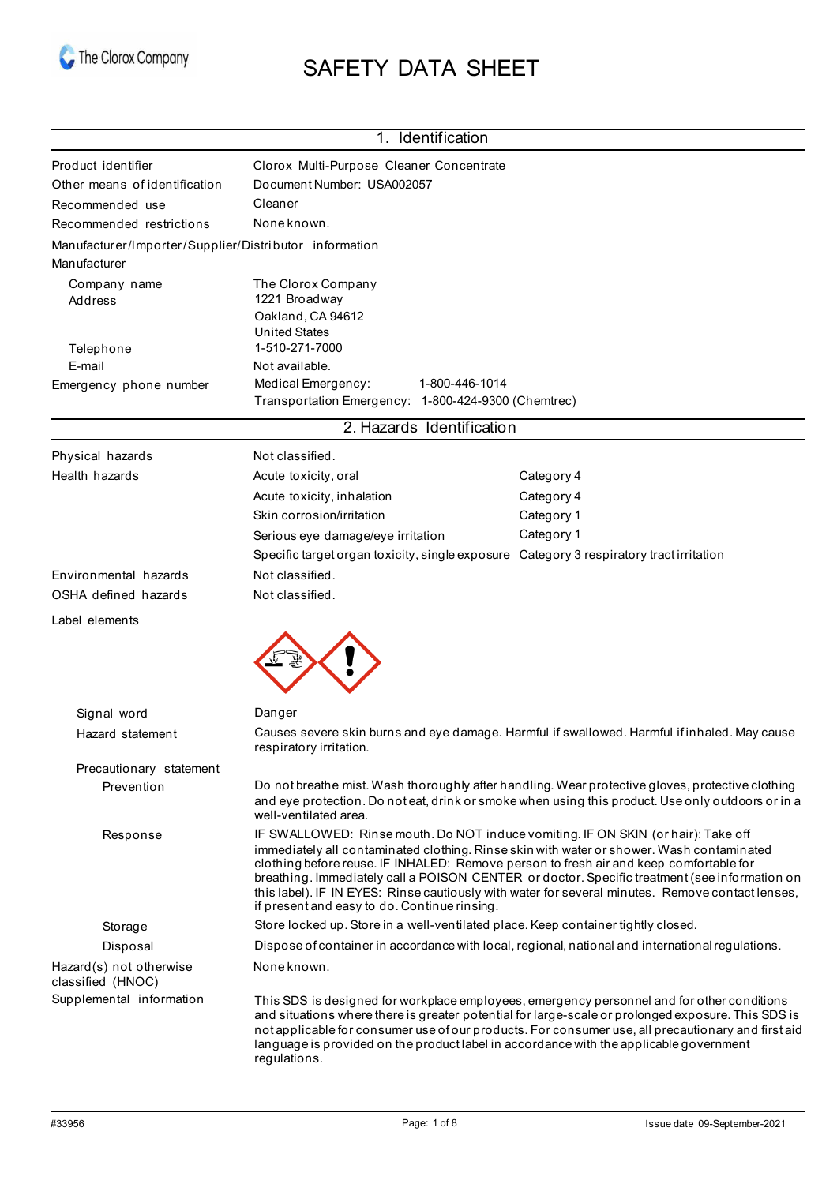# SAFETY DATA SHEET

## 1. Identification

| | |
|---|---|
| Product identifier | Clorox Multi-Purpose Cleaner Concentrate |
| Other means of identification | Document Number: USA002057 |
| Recommended use | Cleaner |
| Recommended restrictions | None known. |

**Manufacturer/Importer/Supplier/Distributor information**

**Manufacturer**

| | |
|---|---|
| Company name | The Clorox Company |
| Address | 1221 Broadway<br>Oakland, CA 94612<br>United States |
| Telephone | 1-510-271-7000 |
| E-mail | Not available. |
| Emergency phone number | Medical Emergency: 1-800-446-1014<br>Transportation Emergency: 1-800-424-9300 (Chemtrec) |

## 2. Hazards Identification

| | | |
|---|---|---|
| Physical hazards | Not classified. | |
| Health hazards | Acute toxicity, oral | Category 4 |
| | Acute toxicity, inhalation | Category 4 |
| | Skin corrosion/irritation | Category 1 |
| | Serious eye damage/eye irritation | Category 1 |
| | Specific target organ toxicity, single exposure | Category 3 respiratory tract irritation |
| Environmental hazards | Not classified. | |
| OSHA defined hazards | Not classified. | |

**Label elements**

**Signal word:** Danger

**Hazard statement:** Causes severe skin burns and eye damage. Harmful if swallowed. Harmful if inhaled. May cause respiratory irritation.

**Precautionary statement**

**Prevention:** Do not breathe mist. Wash thoroughly after handling. Wear protective gloves, protective clothing and eye protection. Do not eat, drink or smoke when using this product. Use only outdoors or in a well-ventilated area.

**Response:** IF SWALLOWED: Rinse mouth. Do NOT induce vomiting. IF ON SKIN (or hair): Take off immediately all contaminated clothing. Rinse skin with water or shower. Wash contaminated clothing before reuse. IF INHALED: Remove person to fresh air and keep comfortable for breathing. Immediately call a POISON CENTER or doctor. Specific treatment (see information on this label). IF IN EYES: Rinse cautiously with water for several minutes. Remove contact lenses, if present and easy to do. Continue rinsing.

**Storage:** Store locked up. Store in a well-ventilated place. Keep container tightly closed.

**Disposal:** Dispose of container in accordance with local, regional, national and international regulations.

**Hazard(s) not otherwise classified (HNOC):** None known.

**Supplemental information:** This SDS is designed for workplace employees, emergency personnel and for other conditions and situations where there is greater potential for large-scale or prolonged exposure. This SDS is not applicable for consumer use of our products. For consumer use, all precautionary and first aid language is provided on the product label in accordance with the applicable government regulations.

#33956 Issue date 09-September-2021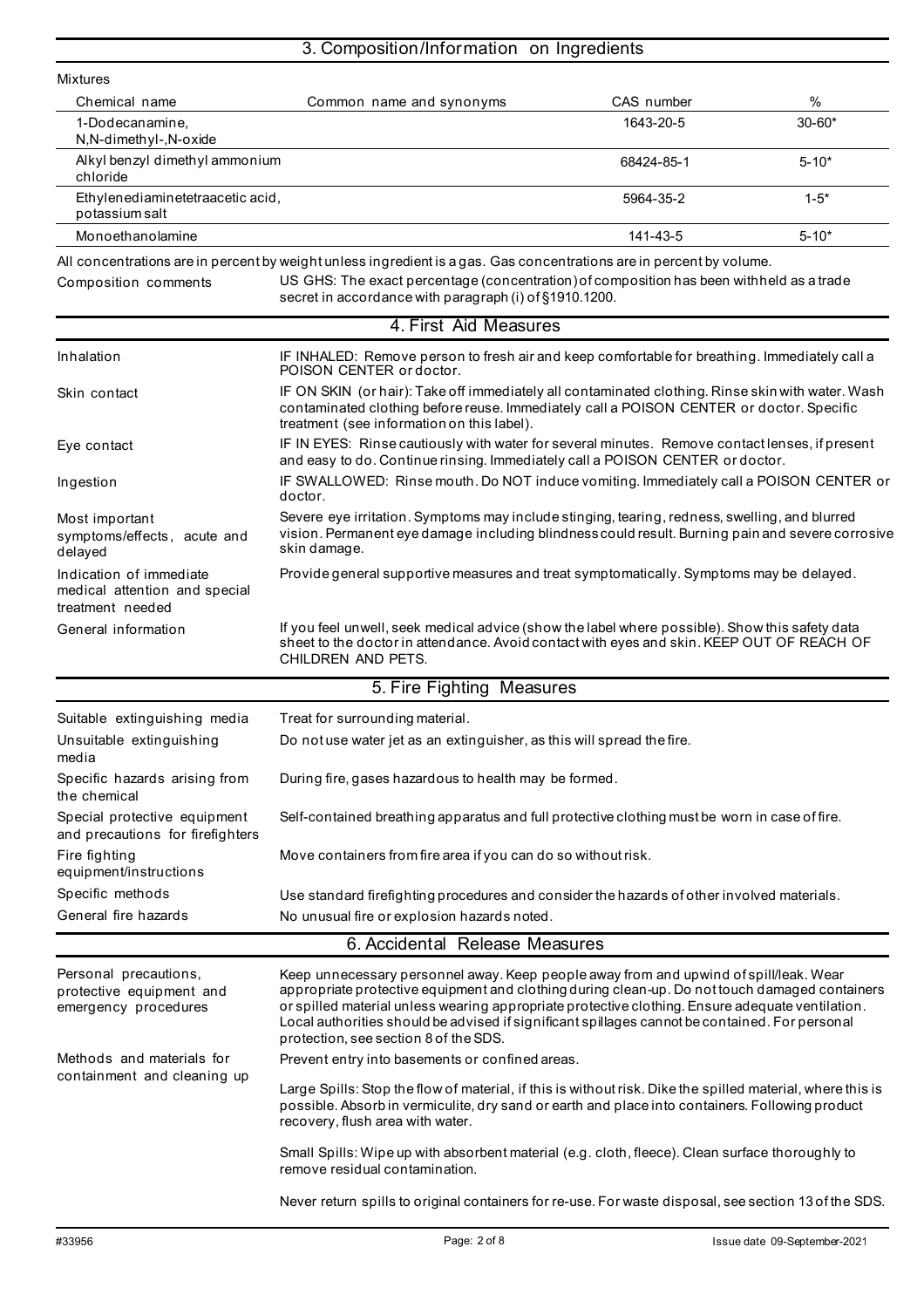## 3. Composition/Information on Ingredients

Mixtures

| Chemical name | Common name and synonyms | CAS number | % |
|---|---|---|---|
| 1-Dodecanamine, N,N-dimethyl-,N-oxide | | 1643-20-5 | 30-60* |
| Alkyl benzyl dimethyl ammonium chloride | | 68424-85-1 | 5-10* |
| Ethylenediaminetetraacetic acid, potassium salt | | 5964-35-2 | 1-5* |
| Monoethanolamine | | 141-43-5 | 5-10* |

All concentrations are in percent by weight unless ingredient is a gas. Gas concentrations are in percent by volume.

| | |
|---|---|
| Composition comments | US GHS: The exact percentage (concentration) of composition has been withheld as a trade secret in accordance with paragraph (i) of §1910.1200. |

## 4. First Aid Measures

| | |
|---|---|
| Inhalation | IF INHALED: Remove person to fresh air and keep comfortable for breathing. Immediately call a POISON CENTER or doctor. |
| Skin contact | IF ON SKIN (or hair): Take off immediately all contaminated clothing. Rinse skin with water. Wash contaminated clothing before reuse. Immediately call a POISON CENTER or doctor. Specific treatment (see information on this label). |
| Eye contact | IF IN EYES: Rinse cautiously with water for several minutes. Remove contact lenses, if present and easy to do. Continue rinsing. Immediately call a POISON CENTER or doctor. |
| Ingestion | IF SWALLOWED: Rinse mouth. Do NOT induce vomiting. Immediately call a POISON CENTER or doctor. |
| Most important symptoms/effects, acute and delayed | Severe eye irritation. Symptoms may include stinging, tearing, redness, swelling, and blurred vision. Permanent eye damage including blindness could result. Burning pain and severe corrosive skin damage. |
| Indication of immediate medical attention and special treatment needed | Provide general supportive measures and treat symptomatically. Symptoms may be delayed. |
| General information | If you feel unwell, seek medical advice (show the label where possible). Show this safety data sheet to the doctor in attendance. Avoid contact with eyes and skin. KEEP OUT OF REACH OF CHILDREN AND PETS. |

## 5. Fire Fighting Measures

| | |
|---|---|
| Suitable extinguishing media | Treat for surrounding material. |
| Unsuitable extinguishing media | Do not use water jet as an extinguisher, as this will spread the fire. |
| Specific hazards arising from the chemical | During fire, gases hazardous to health may be formed. |
| Special protective equipment and precautions for firefighters | Self-contained breathing apparatus and full protective clothing must be worn in case of fire. |
| Fire fighting equipment/instructions | Move containers from fire area if you can do so without risk. |
| Specific methods | Use standard firefighting procedures and consider the hazards of other involved materials. |
| General fire hazards | No unusual fire or explosion hazards noted. |

## 6. Accidental Release Measures

| | |
|---|---|
| Personal precautions, protective equipment and emergency procedures | Keep unnecessary personnel away. Keep people away from and upwind of spill/leak. Wear appropriate protective equipment and clothing during clean-up. Do not touch damaged containers or spilled material unless wearing appropriate protective clothing. Ensure adequate ventilation. Local authorities should be advised if significant spillages cannot be contained. For personal protection, see section 8 of the SDS. |
| Methods and materials for containment and cleaning up | Prevent entry into basements or confined areas.<br><br>Large Spills: Stop the flow of material, if this is without risk. Dike the spilled material, where this is possible. Absorb in vermiculite, dry sand or earth and place into containers. Following product recovery, flush area with water.<br><br>Small Spills: Wipe up with absorbent material (e.g. cloth, fleece). Clean surface thoroughly to remove residual contamination.<br><br>Never return spills to original containers for re-use. For waste disposal, see section 13 of the SDS. |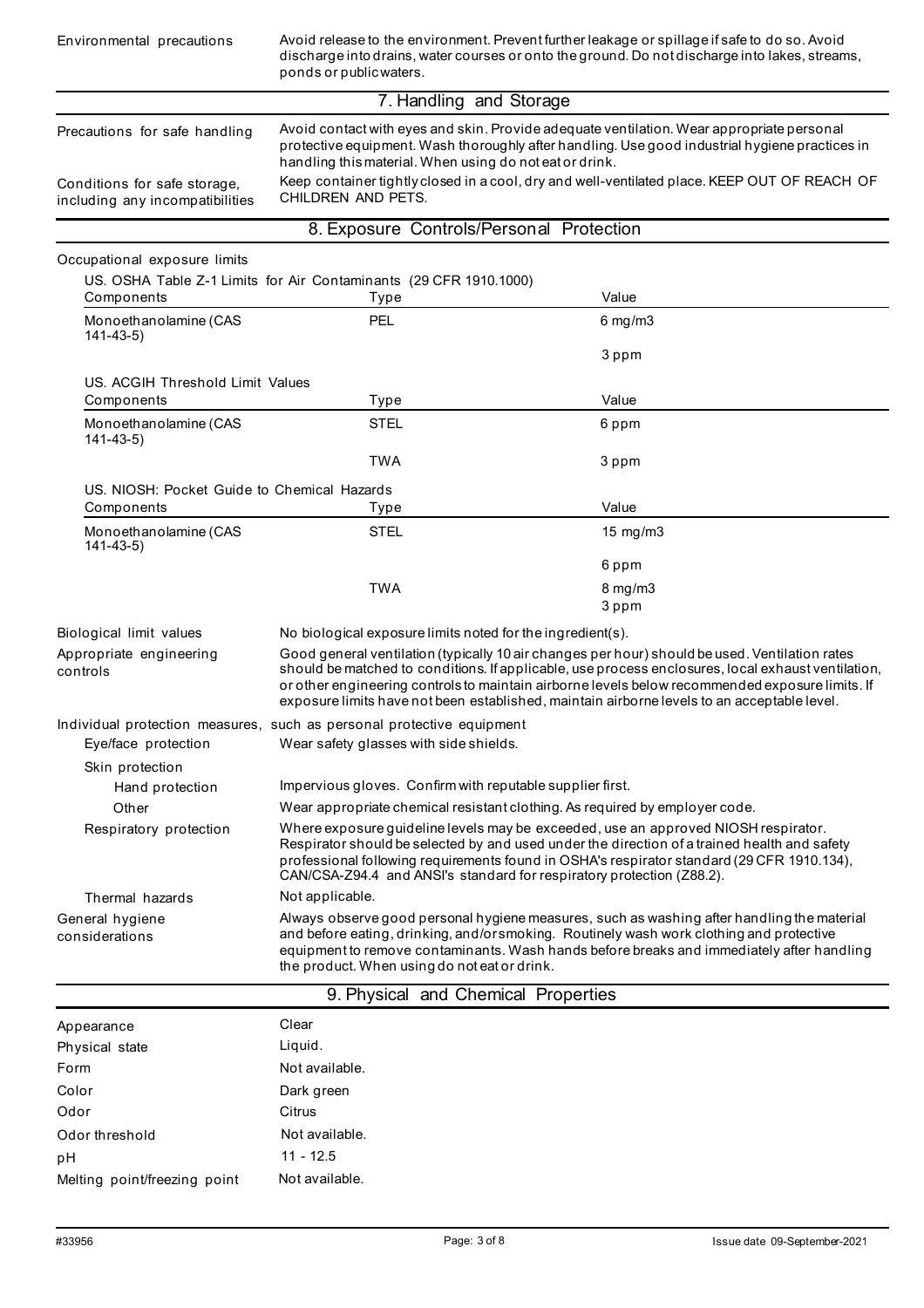| | |
|---|---|
| Environmental precautions | Avoid release to the environment. Prevent further leakage or spillage if safe to do so. Avoid discharge into drains, water courses or onto the ground. Do not discharge into lakes, streams, ponds or public waters. |

## 7. Handling and Storage

| | |
|---|---|
| Precautions for safe handling | Avoid contact with eyes and skin. Provide adequate ventilation. Wear appropriate personal protective equipment. Wash thoroughly after handling. Use good industrial hygiene practices in handling this material. When using do not eat or drink. |
| Conditions for safe storage, including any incompatibilities | Keep container tightly closed in a cool, dry and well-ventilated place. KEEP OUT OF REACH OF CHILDREN AND PETS. |

## 8. Exposure Controls/Personal Protection

Occupational exposure limits

US. OSHA Table Z-1 Limits for Air Contaminants (29 CFR 1910.1000)

| Components | Type | Value |
|---|---|---|
| Monoethanolamine (CAS 141-43-5) | PEL | 6 mg/m3 |
| | | 3 ppm |

US. ACGIH Threshold Limit Values

| Components | Type | Value |
|---|---|---|
| Monoethanolamine (CAS 141-43-5) | STEL | 6 ppm |
| | TWA | 3 ppm |

US. NIOSH: Pocket Guide to Chemical Hazards

| Components | Type | Value |
|---|---|---|
| Monoethanolamine (CAS 141-43-5) | STEL | 15 mg/m3 |
| | | 6 ppm |
| | TWA | 8 mg/m3 |
| | | 3 ppm |

| | |
|---|---|
| Biological limit values | No biological exposure limits noted for the ingredient(s). |
| Appropriate engineering controls | Good general ventilation (typically 10 air changes per hour) should be used. Ventilation rates should be matched to conditions. If applicable, use process enclosures, local exhaust ventilation, or other engineering controls to maintain airborne levels below recommended exposure limits. If exposure limits have not been established, maintain airborne levels to an acceptable level. |

Individual protection measures, such as personal protective equipment

| | |
|---|---|
| Eye/face protection | Wear safety glasses with side shields. |
| Skin protection | |
| Hand protection | Impervious gloves. Confirm with reputable supplier first. |
| Other | Wear appropriate chemical resistant clothing. As required by employer code. |
| Respiratory protection | Where exposure guideline levels may be exceeded, use an approved NIOSH respirator. Respirator should be selected by and used under the direction of a trained health and safety professional following requirements found in OSHA's respirator standard (29 CFR 1910.134), CAN/CSA-Z94.4 and ANSI's standard for respiratory protection (Z88.2). |
| Thermal hazards | Not applicable. |
| General hygiene considerations | Always observe good personal hygiene measures, such as washing after handling the material and before eating, drinking, and/or smoking. Routinely wash work clothing and protective equipment to remove contaminants. Wash hands before breaks and immediately after handling the product. When using do not eat or drink. |

## 9. Physical and Chemical Properties

| | |
|---|---|
| Appearance | Clear |
| Physical state | Liquid. |
| Form | Not available. |
| Color | Dark green |
| Odor | Citrus |
| Odor threshold | Not available. |
| pH | 11 - 12.5 |
| Melting point/freezing point | Not available. |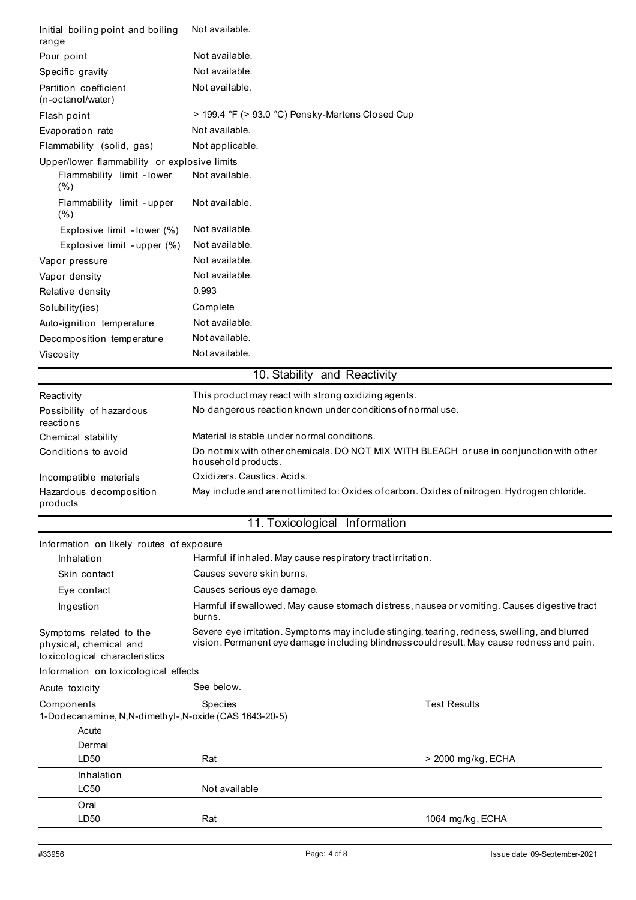| | |
|---|---|
| Initial boiling point and boiling range | Not available. |
| Pour point | Not available. |
| Specific gravity | Not available. |
| Partition coefficient (n-octanol/water) | Not available. |
| Flash point | > 199.4 °F (> 93.0 °C) Pensky-Martens Closed Cup |
| Evaporation rate | Not available. |
| Flammability (solid, gas) | Not applicable. |
| Upper/lower flammability or explosive limits | |
| Flammability limit - lower (%) | Not available. |
| Flammability limit - upper (%) | Not available. |
| Explosive limit - lower (%) | Not available. |
| Explosive limit - upper (%) | Not available. |
| Vapor pressure | Not available. |
| Vapor density | Not available. |
| Relative density | 0.993 |
| Solubility(ies) | Complete |
| Auto-ignition temperature | Not available. |
| Decomposition temperature | Not available. |
| Viscosity | Not available. |

## 10. Stability and Reactivity

| | |
|---|---|
| Reactivity | This product may react with strong oxidizing agents. |
| Possibility of hazardous reactions | No dangerous reaction known under conditions of normal use. |
| Chemical stability | Material is stable under normal conditions. |
| Conditions to avoid | Do not mix with other chemicals. DO NOT MIX WITH BLEACH or use in conjunction with other household products. |
| Incompatible materials | Oxidizers. Caustics. Acids. |
| Hazardous decomposition products | May include and are not limited to: Oxides of carbon. Oxides of nitrogen. Hydrogen chloride. |

## 11. Toxicological Information

**Information on likely routes of exposure**

| | |
|---|---|
| Inhalation | Harmful if inhaled. May cause respiratory tract irritation. |
| Skin contact | Causes severe skin burns. |
| Eye contact | Causes serious eye damage. |
| Ingestion | Harmful if swallowed. May cause stomach distress, nausea or vomiting. Causes digestive tract burns. |
| Symptoms related to the physical, chemical and toxicological characteristics | Severe eye irritation. Symptoms may include stinging, tearing, redness, swelling, and blurred vision. Permanent eye damage including blindness could result. May cause redness and pain. |

**Information on toxicological effects**

Acute toxicity: See below.

| Components | Species | Test Results |
|---|---|---|
| 1-Dodecanamine, N,N-dimethyl-,N-oxide (CAS 1643-20-5) | | |
| Acute | | |
| Dermal | | |
| LD50 | Rat | > 2000 mg/kg, ECHA |
| Inhalation | | |
| LC50 | Not available | |
| Oral | | |
| LD50 | Rat | 1064 mg/kg, ECHA |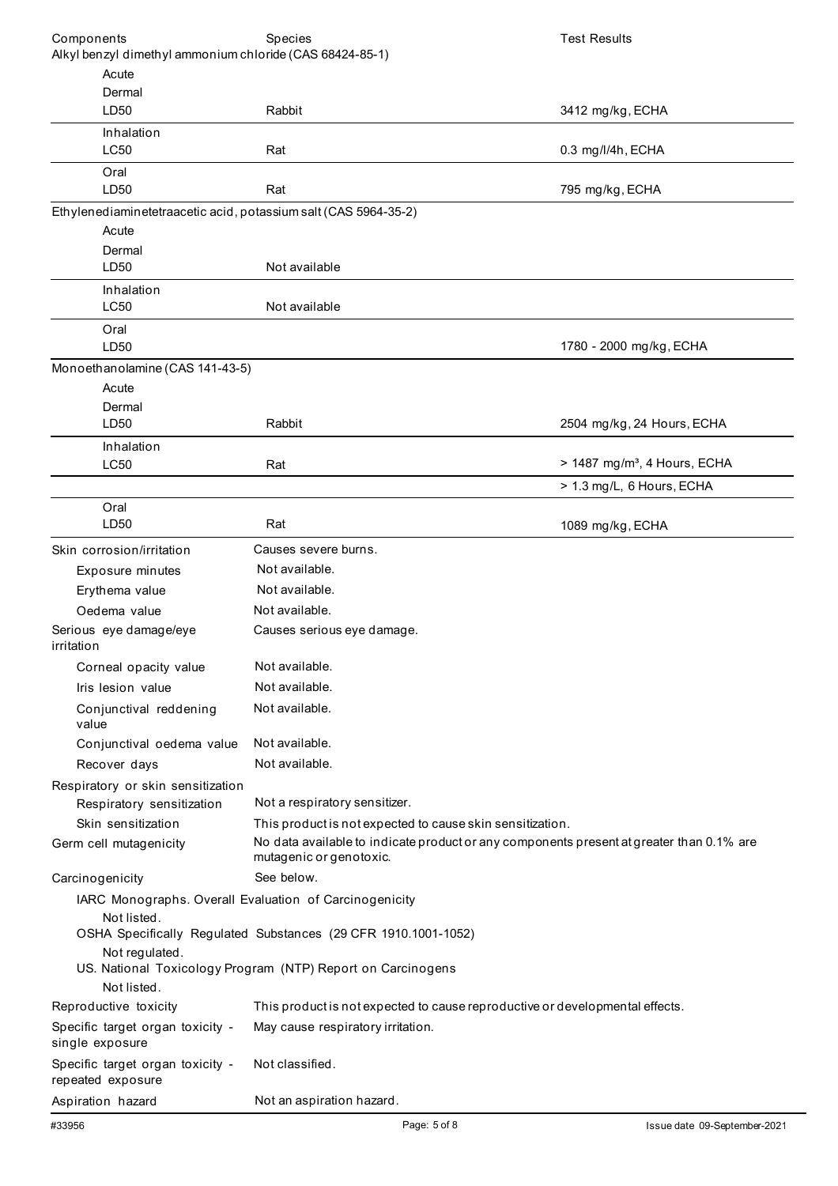| Components | Species | Test Results |
|---|---|---|
| **Alkyl benzyl dimethyl ammonium chloride (CAS 68424-85-1)** | | |
| Acute | | |
| Dermal | | |
| LD50 | Rabbit | 3412 mg/kg, ECHA |
| Inhalation | | |
| LC50 | Rat | 0.3 mg/l/4h, ECHA |
| Oral | | |
| LD50 | Rat | 795 mg/kg, ECHA |
| **Ethylenediaminetetraacetic acid, potassium salt (CAS 5964-35-2)** | | |
| Acute | | |
| Dermal | | |
| LD50 | Not available | |
| Inhalation | | |
| LC50 | Not available | |
| Oral | | |
| LD50 | | 1780 - 2000 mg/kg, ECHA |
| **Monoethanolamine (CAS 141-43-5)** | | |
| Acute | | |
| Dermal | | |
| LD50 | Rabbit | 2504 mg/kg, 24 Hours, ECHA |
| Inhalation | | |
| LC50 | Rat | > 1487 mg/m³, 4 Hours, ECHA |
| | | > 1.3 mg/L, 6 Hours, ECHA |
| Oral | | |
| LD50 | Rat | 1089 mg/kg, ECHA |

| | |
|---|---|
| Skin corrosion/irritation | Causes severe burns. |
| Exposure minutes | Not available. |
| Erythema value | Not available. |
| Oedema value | Not available. |
| Serious eye damage/eye irritation | Causes serious eye damage. |
| Corneal opacity value | Not available. |
| Iris lesion value | Not available. |
| Conjunctival reddening value | Not available. |
| Conjunctival oedema value | Not available. |
| Recover days | Not available. |
| Respiratory or skin sensitization | |
| Respiratory sensitization | Not a respiratory sensitizer. |
| Skin sensitization | This product is not expected to cause skin sensitization. |
| Germ cell mutagenicity | No data available to indicate product or any components present at greater than 0.1% are mutagenic or genotoxic. |
| Carcinogenicity | See below. |

IARC Monographs. Overall Evaluation of Carcinogenicity

Not listed.

OSHA Specifically Regulated Substances (29 CFR 1910.1001-1052)

Not regulated.

US. National Toxicology Program (NTP) Report on Carcinogens

Not listed.

| | |
|---|---|
| Reproductive toxicity | This product is not expected to cause reproductive or developmental effects. |
| Specific target organ toxicity - single exposure | May cause respiratory irritation. |
| Specific target organ toxicity - repeated exposure | Not classified. |
| Aspiration hazard | Not an aspiration hazard. |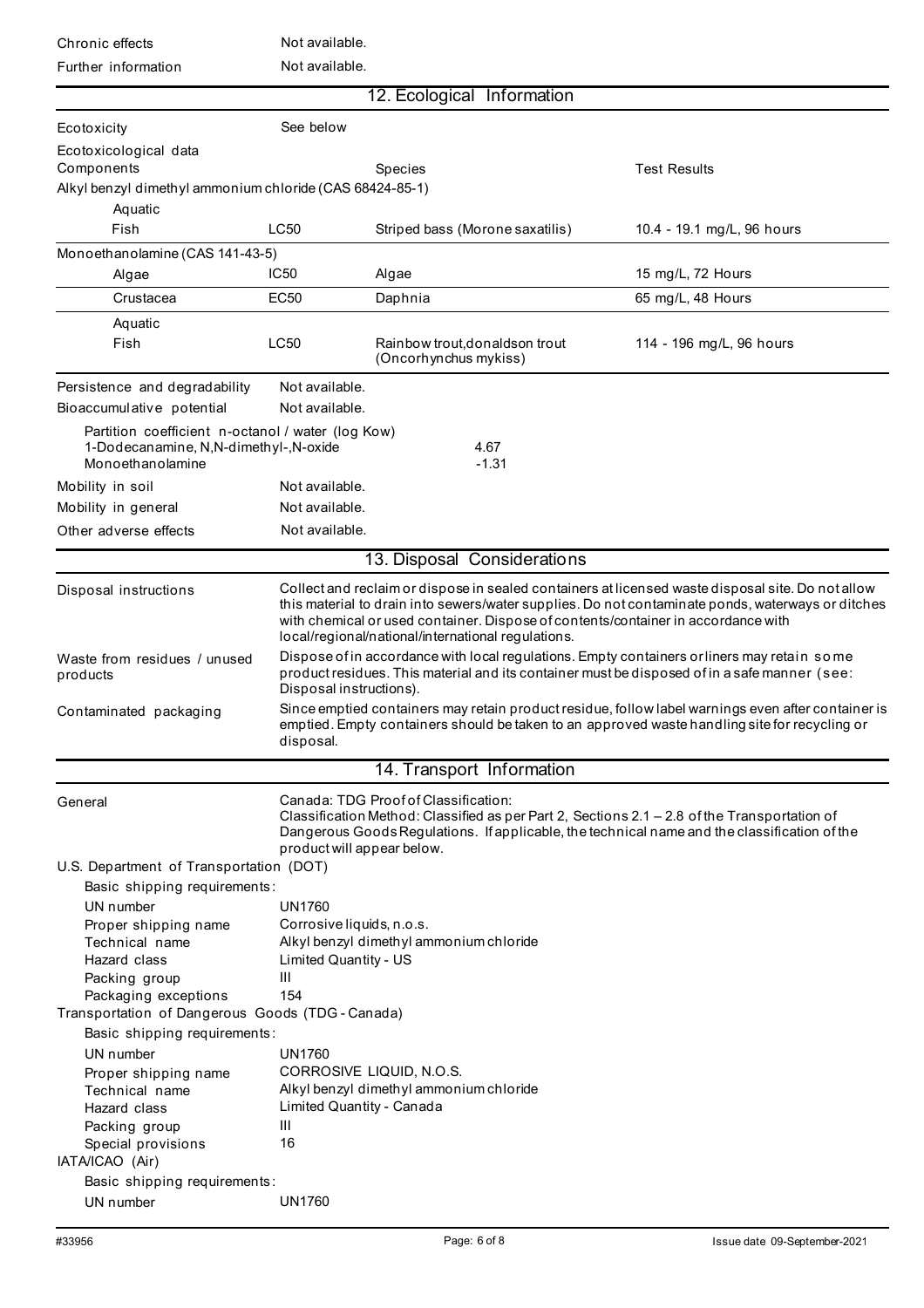| | |
|---|---|
| Chronic effects | Not available. |
| Further information | Not available. |

## 12. Ecological Information

| | |
|---|---|
| Ecotoxicity | See below |

Ecotoxicological data

| Components | | Species | Test Results |
|---|---|---|---|
| **Alkyl benzyl dimethyl ammonium chloride (CAS 68424-85-1)** | | | |
| Aquatic | | | |
| Fish | LC50 | Striped bass (Morone saxatilis) | 10.4 - 19.1 mg/L, 96 hours |
| **Monoethanolamine (CAS 141-43-5)** | | | |
| Algae | IC50 | Algae | 15 mg/L, 72 Hours |
| Crustacea | EC50 | Daphnia | 65 mg/L, 48 Hours |
| Aquatic | | | |
| Fish | LC50 | Rainbow trout,donaldson trout (Oncorhynchus mykiss) | 114 - 196 mg/L, 96 hours |

| | |
|---|---|
| Persistence and degradability | Not available. |
| Bioaccumulative potential | Not available. |

Partition coefficient n-octanol / water (log Kow)

| | |
|---|---|
| 1-Dodecanamine, N,N-dimethyl-,N-oxide | 4.67 |
| Monoethanolamine | -1.31 |

| | |
|---|---|
| Mobility in soil | Not available. |
| Mobility in general | Not available. |
| Other adverse effects | Not available. |

## 13. Disposal Considerations

| | |
|---|---|
| Disposal instructions | Collect and reclaim or dispose in sealed containers at licensed waste disposal site. Do not allow this material to drain into sewers/water supplies. Do not contaminate ponds, waterways or ditches with chemical or used container. Dispose of contents/container in accordance with local/regional/national/international regulations. |
| Waste from residues / unused products | Dispose of in accordance with local regulations. Empty containers or liners may retain some product residues. This material and its container must be disposed of in a safe manner (see: Disposal instructions). |
| Contaminated packaging | Since emptied containers may retain product residue, follow label warnings even after container is emptied. Empty containers should be taken to an approved waste handling site for recycling or disposal. |

## 14. Transport Information

| | |
|---|---|
| General | Canada: TDG Proof of Classification: Classification Method: Classified as per Part 2, Sections 2.1 – 2.8 of the Transportation of Dangerous Goods Regulations. If applicable, the technical name and the classification of the product will appear below. |

**U.S. Department of Transportation (DOT)**

Basic shipping requirements:

| | |
|---|---|
| UN number | UN1760 |
| Proper shipping name | Corrosive liquids, n.o.s. |
| Technical name | Alkyl benzyl dimethyl ammonium chloride |
| Hazard class | Limited Quantity - US |
| Packing group | III |
| Packaging exceptions | 154 |

**Transportation of Dangerous Goods (TDG - Canada)**

Basic shipping requirements:

| | |
|---|---|
| UN number | UN1760 |
| Proper shipping name | CORROSIVE LIQUID, N.O.S. |
| Technical name | Alkyl benzyl dimethyl ammonium chloride |
| Hazard class | Limited Quantity - Canada |
| Packing group | III |
| Special provisions | 16 |

**IATA/ICAO (Air)**

Basic shipping requirements:

| | |
|---|---|
| UN number | UN1760 |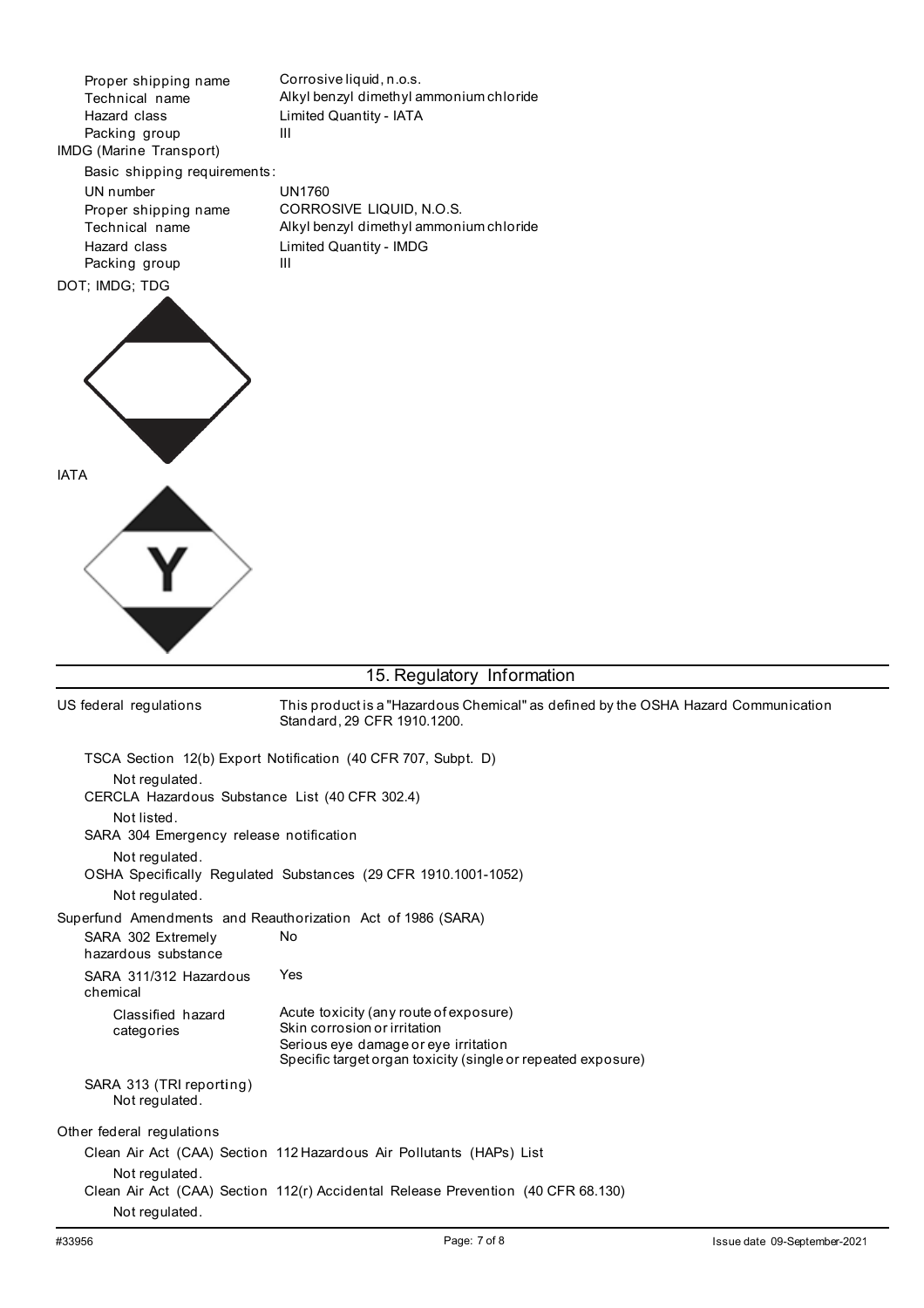| | |
|---|---|
| Proper shipping name | Corrosive liquid, n.o.s. |
| Technical name | Alkyl benzyl dimethyl ammonium chloride |
| Hazard class | Limited Quantity - IATA |
| Packing group | III |

IMDG (Marine Transport)

Basic shipping requirements:

| | |
|---|---|
| UN number | UN1760 |
| Proper shipping name | CORROSIVE LIQUID, N.O.S. |
| Technical name | Alkyl benzyl dimethyl ammonium chloride |
| Hazard class | Limited Quantity - IMDG |
| Packing group | III |

DOT; IMDG; TDG

IATA

## 15. Regulatory Information

**US federal regulations** This product is a "Hazardous Chemical" as defined by the OSHA Hazard Communication Standard, 29 CFR 1910.1200.

TSCA Section 12(b) Export Notification (40 CFR 707, Subpt. D)

Not regulated.

CERCLA Hazardous Substance List (40 CFR 302.4)

Not listed.

SARA 304 Emergency release notification

Not regulated.

OSHA Specifically Regulated Substances (29 CFR 1910.1001-1052)

Not regulated.

Superfund Amendments and Reauthorization Act of 1986 (SARA)

| | |
|---|---|
| SARA 302 Extremely hazardous substance | No |
| SARA 311/312 Hazardous chemical | Yes |
| Classified hazard categories | Acute toxicity (any route of exposure)<br>Skin corrosion or irritation<br>Serious eye damage or eye irritation<br>Specific target organ toxicity (single or repeated exposure) |

SARA 313 (TRI reporting)

Not regulated.

**Other federal regulations**

Clean Air Act (CAA) Section 112 Hazardous Air Pollutants (HAPs) List

Not regulated.

Clean Air Act (CAA) Section 112(r) Accidental Release Prevention (40 CFR 68.130)

Not regulated.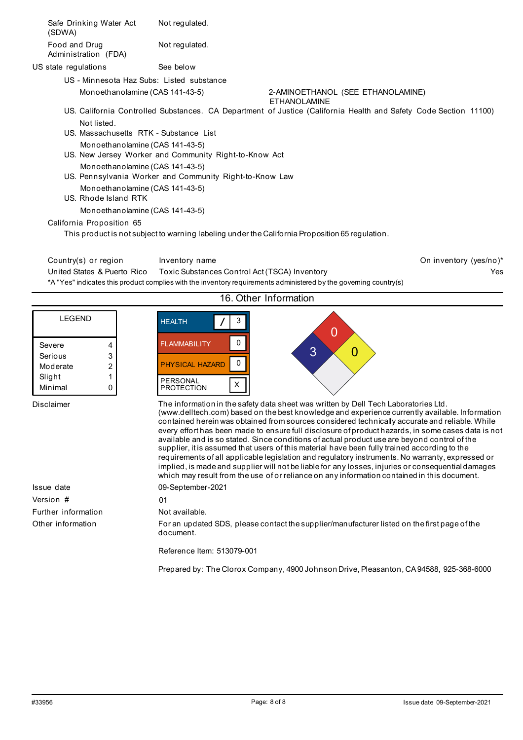| | |
|---|---|
| Safe Drinking Water Act (SDWA) | Not regulated. |
| Food and Drug Administration (FDA) | Not regulated. |

**US state regulations** See below

US - Minnesota Haz Subs: Listed substance

| | |
|---|---|
| Monoethanolamine (CAS 141-43-5) | 2-AMINOETHANOL (SEE ETHANOLAMINE) ETHANOLAMINE |

US. California Controlled Substances. CA Department of Justice (California Health and Safety Code Section 11100)

Not listed.

US. Massachusetts RTK - Substance List

Monoethanolamine (CAS 141-43-5)

US. New Jersey Worker and Community Right-to-Know Act

Monoethanolamine (CAS 141-43-5)

US. Pennsylvania Worker and Community Right-to-Know Law

Monoethanolamine (CAS 141-43-5)

US. Rhode Island RTK

Monoethanolamine (CAS 141-43-5)

**California Proposition 65**

This product is not subject to warning labeling under the California Proposition 65 regulation.

| Country(s) or region | Inventory name | On inventory (yes/no)* |
|---|---|---|
| United States & Puerto Rico | Toxic Substances Control Act (TSCA) Inventory | Yes |

*A "Yes" indicates this product complies with the inventory requirements administered by the governing country(s)

## 16. Other Information

| LEGEND | |
|---|---|
| Severe | 4 |
| Serious | 3 |
| Moderate | 2 |
| Slight | 1 |
| Minimal | 0 |

| | |
|---|---|
| HEALTH | / 3 |
| FLAMMABILITY | 0 |
| PHYSICAL HAZARD | 0 |
| PERSONAL PROTECTION | X |

NFPA: Health 3, Flammability 0, Instability 0

**Disclaimer**

The information in the safety data sheet was written by Dell Tech Laboratories Ltd. (www.delltech.com) based on the best knowledge and experience currently available. Information contained herein was obtained from sources considered technically accurate and reliable. While every effort has been made to ensure full disclosure of product hazards, in some cases data is not available and is so stated. Since conditions of actual product use are beyond control of the supplier, it is assumed that users of this material have been fully trained according to the requirements of all applicable legislation and regulatory instruments. No warranty, expressed or implied, is made and supplier will not be liable for any losses, injuries or consequential damages which may result from the use of or reliance on any information contained in this document.

| | |
|---|---|
| Issue date | 09-September-2021 |
| Version # | 01 |
| Further information | Not available. |
| Other information | For an updated SDS, please contact the supplier/manufacturer listed on the first page of the document. |

Reference Item: 513079-001

Prepared by: The Clorox Company, 4900 Johnson Drive, Pleasanton, CA 94588, 925-368-6000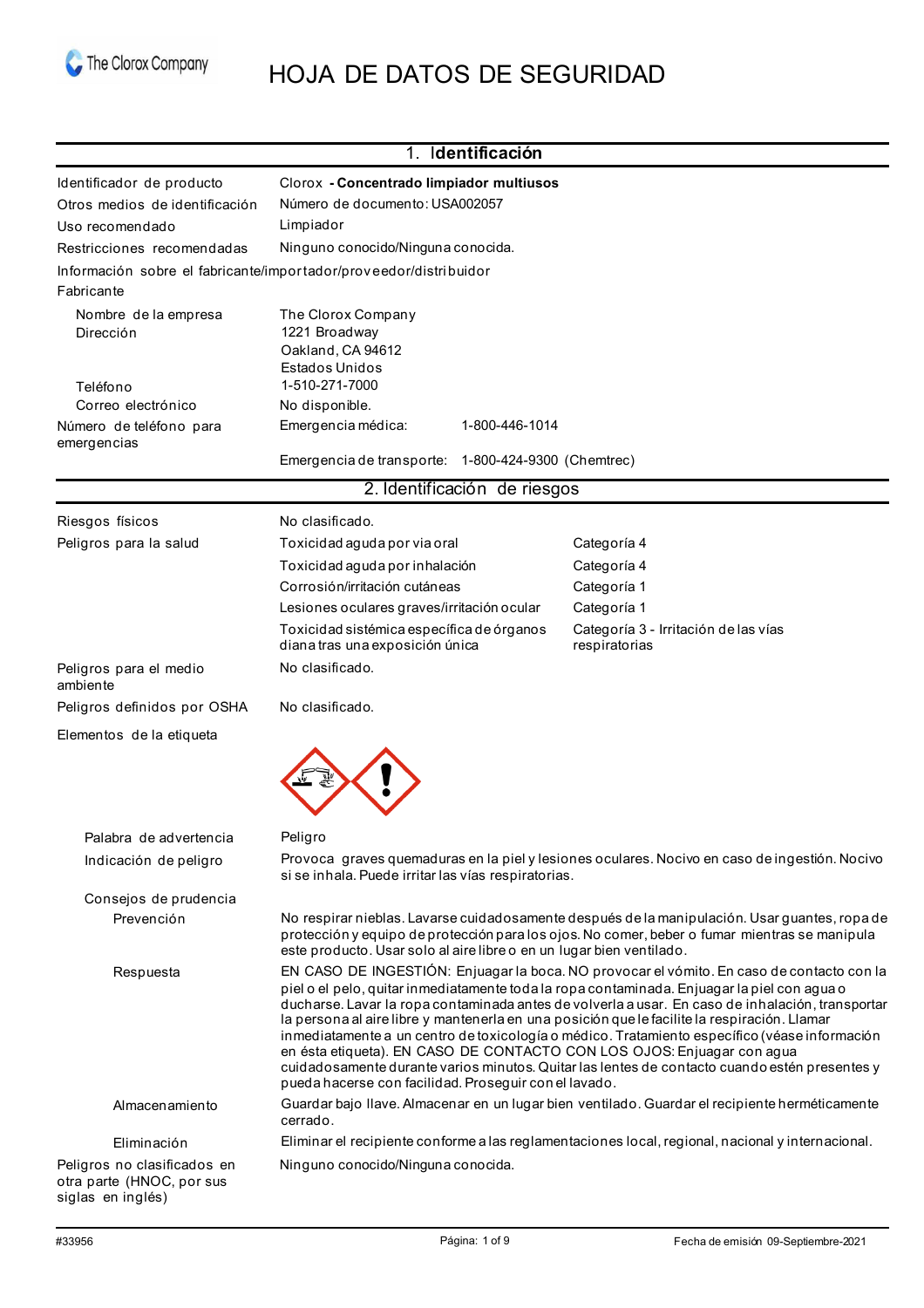# HOJA DE DATOS DE SEGURIDAD

## 1. Identificación

| | |
|---|---|
| Identificador de producto | Clorox **- Concentrado limpiador multiusos** |
| Otros medios de identificación | Número de documento: USA002057 |
| Uso recomendado | Limpiador |
| Restricciones recomendadas | Ninguno conocido/Ninguna conocida. |

Información sobre el fabricante/importador/proveedor/distribuidor

**Fabricante**

| | |
|---|---|
| Nombre de la empresa | The Clorox Company |
| Dirección | 1221 Broadway<br>Oakland, CA 94612<br>Estados Unidos |
| Teléfono | 1-510-271-7000 |
| Correo electrónico | No disponible. |
| Número de teléfono para emergencias | Emergencia médica: 1-800-446-1014 |
| | Emergencia de transporte: 1-800-424-9300 (Chemtrec) |

## 2. Identificación de riesgos

| | | |
|---|---|---|
| Riesgos físicos | No clasificado. | |
| Peligros para la salud | Toxicidad aguda por via oral | Categoría 4 |
| | Toxicidad aguda por inhalación | Categoría 4 |
| | Corrosión/irritación cutáneas | Categoría 1 |
| | Lesiones oculares graves/irritación ocular | Categoría 1 |
| | Toxicidad sistémica específica de órganos diana tras una exposición única | Categoría 3 - Irritación de las vías respiratorias |
| Peligros para el medio ambiente | No clasificado. | |
| Peligros definidos por OSHA | No clasificado. | |

**Elementos de la etiqueta**

**Palabra de advertencia:** Peligro

**Indicación de peligro:** Provoca graves quemaduras en la piel y lesiones oculares. Nocivo en caso de ingestión. Nocivo si se inhala. Puede irritar las vías respiratorias.

**Consejos de prudencia**

**Prevención:** No respirar nieblas. Lavarse cuidadosamente después de la manipulación. Usar guantes, ropa de protección y equipo de protección para los ojos. No comer, beber o fumar mientras se manipula este producto. Usar solo al aire libre o en un lugar bien ventilado.

**Respuesta:** EN CASO DE INGESTIÓN: Enjuagar la boca. NO provocar el vómito. En caso de contacto con la piel o el pelo, quitar inmediatamente toda la ropa contaminada. Enjuagar la piel con agua o ducharse. Lavar la ropa contaminada antes de volverla a usar. En caso de inhalación, transportar la persona al aire libre y mantenerla en una posición que le facilite la respiración. Llamar inmediatamente a un centro de toxicología o médico. Tratamiento específico (véase información en ésta etiqueta). EN CASO DE CONTACTO CON LOS OJOS: Enjuagar con agua cuidadosamente durante varios minutos. Quitar las lentes de contacto cuando estén presentes y pueda hacerse con facilidad. Proseguir con el lavado.

**Almacenamiento:** Guardar bajo llave. Almacenar en un lugar bien ventilado. Guardar el recipiente herméticamente cerrado.

**Eliminación:** Eliminar el recipiente conforme a las reglamentaciones local, regional, nacional y internacional.

**Peligros no clasificados en otra parte (HNOC, por sus siglas en inglés):** Ninguno conocido/Ninguna conocida.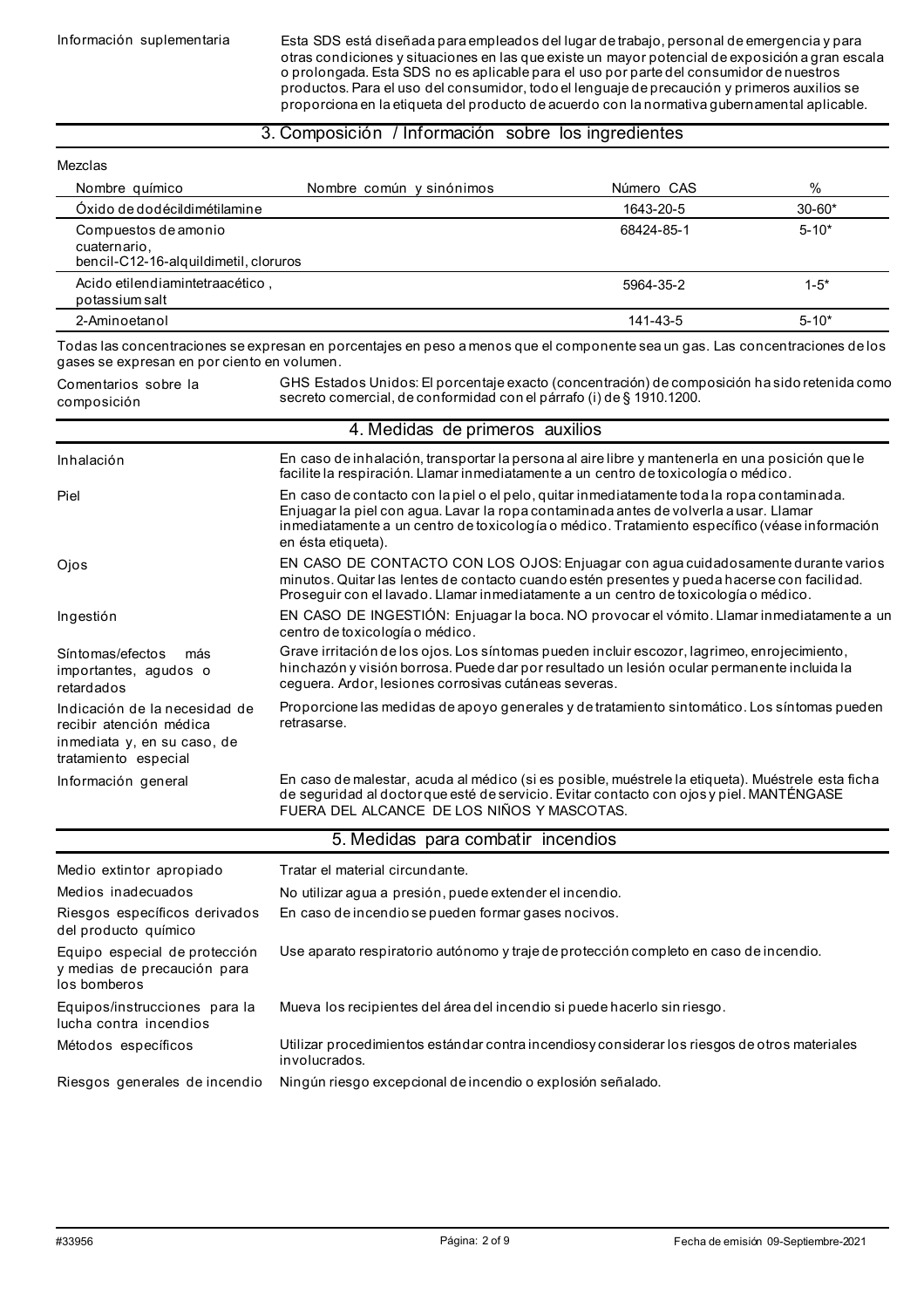| | |
|---|---|
| Información suplementaria | Esta SDS está diseñada para empleados del lugar de trabajo, personal de emergencia y para otras condiciones y situaciones en las que existe un mayor potencial de exposición a gran escala o prolongada. Esta SDS no es aplicable para el uso por parte del consumidor de nuestros productos. Para el uso del consumidor, todo el lenguaje de precaución y primeros auxilios se proporciona en la etiqueta del producto de acuerdo con la normativa gubernamental aplicable. |

## 3. Composición / Información sobre los ingredientes

Mezclas

| Nombre químico | Nombre común y sinónimos | Número CAS | % |
|---|---|---|---|
| Óxido de dodécildimétilamine | | 1643-20-5 | 30-60* |
| Compuestos de amonio cuaternario, bencil-C12-16-alquildimetil, cloruros | | 68424-85-1 | 5-10* |
| Acido etilendiamintetraacético , potassium salt | | 5964-35-2 | 1-5* |
| 2-Aminoetanol | | 141-43-5 | 5-10* |

Todas las concentraciones se expresan en porcentajes en peso a menos que el componente sea un gas. Las concentraciones de los gases se expresan en por ciento en volumen.

| | |
|---|---|
| Comentarios sobre la composición | GHS Estados Unidos: El porcentaje exacto (concentración) de composición ha sido retenida como secreto comercial, de conformidad con el párrafo (i) de § 1910.1200. |

## 4. Medidas de primeros auxilios

| | |
|---|---|
| Inhalación | En caso de inhalación, transportar la persona al aire libre y mantenerla en una posición que le facilite la respiración. Llamar inmediatamente a un centro de toxicología o médico. |
| Piel | En caso de contacto con la piel o el pelo, quitar inmediatamente toda la ropa contaminada. Enjuagar la piel con agua. Lavar la ropa contaminada antes de volverla a usar. Llamar inmediatamente a un centro de toxicología o médico. Tratamiento específico (véase información en ésta etiqueta). |
| Ojos | EN CASO DE CONTACTO CON LOS OJOS: Enjuagar con agua cuidadosamente durante varios minutos. Quitar las lentes de contacto cuando estén presentes y pueda hacerse con facilidad. Proseguir con el lavado. Llamar inmediatamente a un centro de toxicología o médico. |
| Ingestión | EN CASO DE INGESTIÓN: Enjuagar la boca. NO provocar el vómito. Llamar inmediatamente a un centro de toxicología o médico. |
| Síntomas/efectos más importantes, agudos o retardados | Grave irritación de los ojos. Los síntomas pueden incluir escozor, lagrimeo, enrojecimiento, hinchazón y visión borrosa. Puede dar por resultado un lesión ocular permanente incluida la ceguera. Ardor, lesiones corrosivas cutáneas severas. |
| Indicación de la necesidad de recibir atención médica inmediata y, en su caso, de tratamiento especial | Proporcione las medidas de apoyo generales y de tratamiento sintomático. Los síntomas pueden retrasarse. |
| Información general | En caso de malestar, acuda al médico (si es posible, muéstrele la etiqueta). Muéstrele esta ficha de seguridad al doctor que esté de servicio. Evitar contacto con ojos y piel. MANTÉNGASE FUERA DEL ALCANCE DE LOS NIÑOS Y MASCOTAS. |

## 5. Medidas para combatir incendios

| | |
|---|---|
| Medio extintor apropiado | Tratar el material circundante. |
| Medios inadecuados | No utilizar agua a presión, puede extender el incendio. |
| Riesgos específicos derivados del producto químico | En caso de incendio se pueden formar gases nocivos. |
| Equipo especial de protección y medias de precaución para los bomberos | Use aparato respiratorio autónomo y traje de protección completo en caso de incendio. |
| Equipos/instrucciones para la lucha contra incendios | Mueva los recipientes del área del incendio si puede hacerlo sin riesgo. |
| Métodos específicos | Utilizar procedimientos estándar contra incendios y considerar los riesgos de otros materiales involucrados. |
| Riesgos generales de incendio | Ningún riesgo excepcional de incendio o explosión señalado. |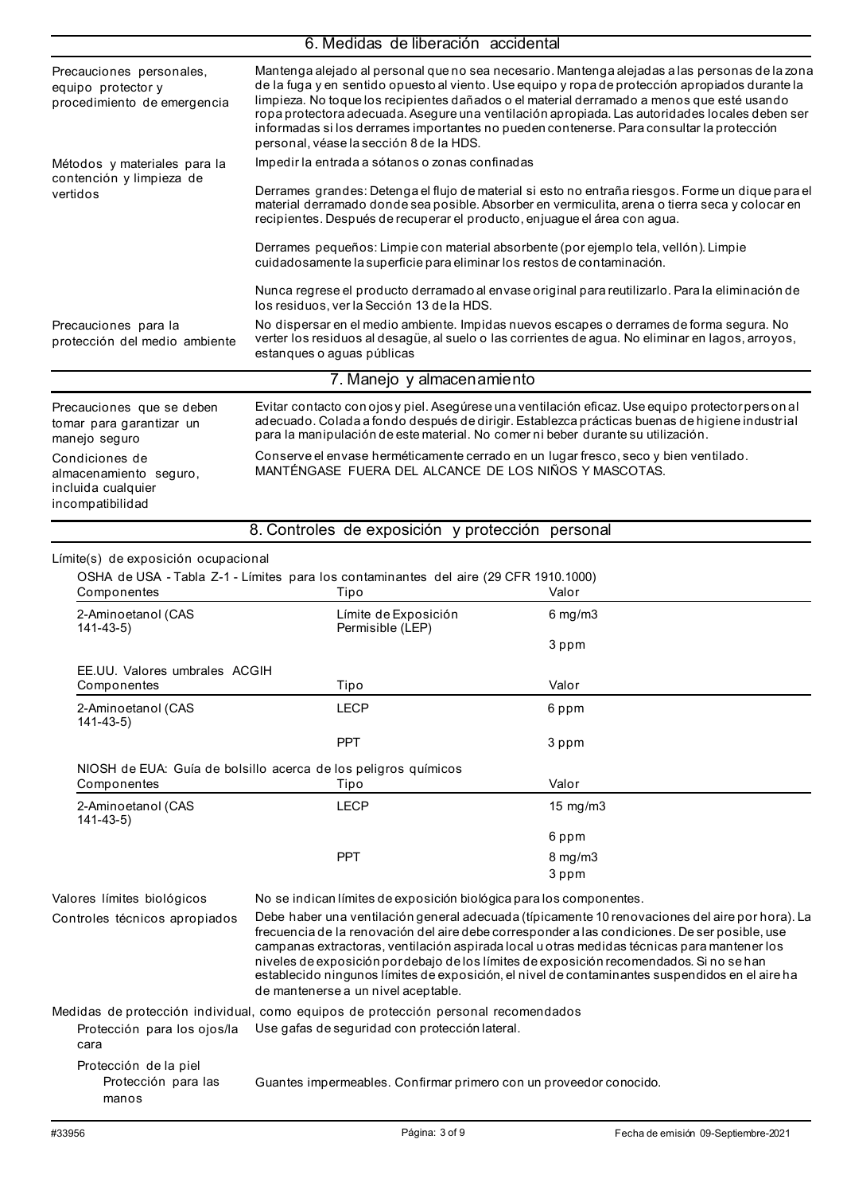## 6. Medidas de liberación accidental

| | |
|---|---|
| Precauciones personales, equipo protector y procedimiento de emergencia | Mantenga alejado al personal que no sea necesario. Mantenga alejadas a las personas de la zona de la fuga y en sentido opuesto al viento. Use equipo y ropa de protección apropiados durante la limpieza. No toque los recipientes dañados o el material derramado a menos que esté usando ropa protectora adecuada. Asegure una ventilación apropiada. Las autoridades locales deben ser informadas si los derrames importantes no pueden contenerse. Para consultar la protección personal, véase la sección 8 de la HDS. |
| Métodos y materiales para la contención y limpieza de vertidos | Impedir la entrada a sótanos o zonas confinadas<br><br>Derrames grandes: Detenga el flujo de material si esto no entraña riesgos. Forme un dique para el material derramado donde sea posible. Absorber en vermiculita, arena o tierra seca y colocar en recipientes. Después de recuperar el producto, enjuague el área con agua.<br><br>Derrames pequeños: Limpie con material absorbente (por ejemplo tela, vellón). Limpie cuidadosamente la superficie para eliminar los restos de contaminación.<br><br>Nunca regrese el producto derramado al envase original para reutilizarlo. Para la eliminación de los residuos, ver la Sección 13 de la HDS. |
| Precauciones para la protección del medio ambiente | No dispersar en el medio ambiente. Impidas nuevos escapes o derrames de forma segura. No verter los residuos al desagüe, al suelo o las corrientes de agua. No eliminar en lagos, arroyos, estanques o aguas públicas |

## 7. Manejo y almacenamiento

| | |
|---|---|
| Precauciones que se deben tomar para garantizar un manejo seguro | Evitar contacto con ojos y piel. Asegúrese una ventilación eficaz. Use equipo protector personal adecuado. Colada a fondo después de dirigir. Establezca prácticas buenas de higiene industrial para la manipulación de este material. No comer ni beber durante su utilización. |
| Condiciones de almacenamiento seguro, incluida cualquier incompatibilidad | Conserve el envase herméticamente cerrado en un lugar fresco, seco y bien ventilado. MANTÉNGASE FUERA DEL ALCANCE DE LOS NIÑOS Y MASCOTAS. |

## 8. Controles de exposición y protección personal

**Límite(s) de exposición ocupacional**

OSHA de USA - Tabla Z-1 - Límites para los contaminantes del aire (29 CFR 1910.1000)

| Componentes | Tipo | Valor |
|---|---|---|
| 2-Aminoetanol (CAS 141-43-5) | Límite de Exposición Permisible (LEP) | 6 mg/m3 |
| | | 3 ppm |

EE.UU. Valores umbrales ACGIH

| Componentes | Tipo | Valor |
|---|---|---|
| 2-Aminoetanol (CAS 141-43-5) | LECP | 6 ppm |
| | PPT | 3 ppm |

NIOSH de EUA: Guía de bolsillo acerca de los peligros químicos

| Componentes | Tipo | Valor |
|---|---|---|
| 2-Aminoetanol (CAS 141-43-5) | LECP | 15 mg/m3 |
| | | 6 ppm |
| | PPT | 8 mg/m3 |
| | | 3 ppm |

| | |
|---|---|
| Valores límites biológicos | No se indican límites de exposición biológica para los componentes. |
| Controles técnicos apropiados | Debe haber una ventilación general adecuada (típicamente 10 renovaciones del aire por hora). La frecuencia de la renovación del aire debe corresponder a las condiciones. De ser posible, use campanas extractoras, ventilación aspirada local u otras medidas técnicas para mantener los niveles de exposición por debajo de los límites de exposición recomendados. Si no se han establecido ningunos límites de exposición, el nivel de contaminantes suspendidos en el aire ha de mantenerse a un nivel aceptable. |

**Medidas de protección individual, como equipos de protección personal recomendados**

| | |
|---|---|
| Protección para los ojos/la cara | Use gafas de seguridad con protección lateral. |
| Protección de la piel | |
| Protección para las manos | Guantes impermeables. Confirmar primero con un proveedor conocido. |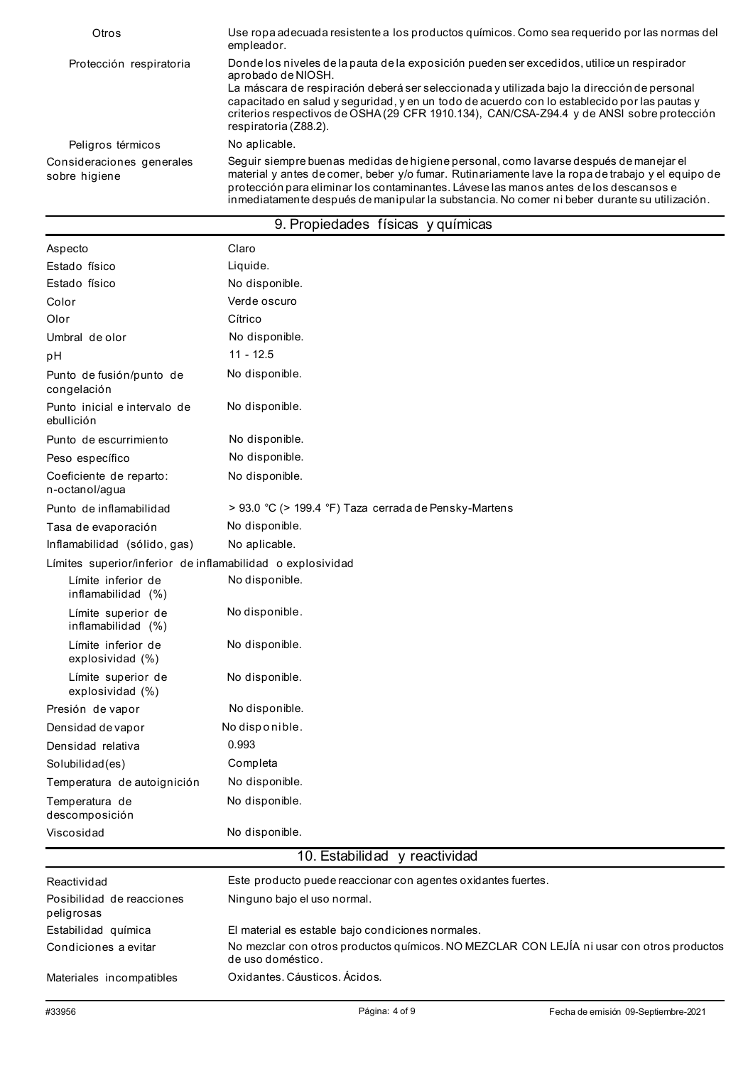| | |
|---|---|
| Otros | Use ropa adecuada resistente a los productos químicos. Como sea requerido por las normas del empleador. |
| Protección respiratoria | Donde los niveles de la pauta de la exposición pueden ser excedidos, utilice un respirador aprobado de NIOSH.<br>La máscara de respiración deberá ser seleccionada y utilizada bajo la dirección de personal capacitado en salud y seguridad, y en un todo de acuerdo con lo establecido por las pautas y criterios respectivos de OSHA (29 CFR 1910.134), CAN/CSA-Z94.4 y de ANSI sobre protección respiratoria (Z88.2). |
| Peligros térmicos | No aplicable. |
| Consideraciones generales sobre higiene | Seguir siempre buenas medidas de higiene personal, como lavarse después de manejar el material y antes de comer, beber y/o fumar. Rutinariamente lave la ropa de trabajo y el equipo de protección para eliminar los contaminantes. Lávese las manos antes de los descansos e inmediatamente después de manipular la substancia. No comer ni beber durante su utilización. |

## 9. Propiedades físicas y químicas

| | |
|---|---|
| Aspecto | Claro |
| Estado físico | Liquide. |
| Estado físico | No disponible. |
| Color | Verde oscuro |
| Olor | Cítrico |
| Umbral de olor | No disponible. |
| pH | 11 - 12.5 |
| Punto de fusión/punto de congelación | No disponible. |
| Punto inicial e intervalo de ebullición | No disponible. |
| Punto de escurrimiento | No disponible. |
| Peso específico | No disponible. |
| Coeficiente de reparto: n-octanol/agua | No disponible. |
| Punto de inflamabilidad | > 93.0 °C (> 199.4 °F) Taza cerrada de Pensky-Martens |
| Tasa de evaporación | No disponible. |
| Inflamabilidad (sólido, gas) | No aplicable. |
| Límites superior/inferior de inflamabilidad o explosividad | |
| Límite inferior de inflamabilidad (%) | No disponible. |
| Límite superior de inflamabilidad (%) | No disponible. |
| Límite inferior de explosividad (%) | No disponible. |
| Límite superior de explosividad (%) | No disponible. |
| Presión de vapor | No disponible. |
| Densidad de vapor | No disponible. |
| Densidad relativa | 0.993 |
| Solubilidad(es) | Completa |
| Temperatura de autoignición | No disponible. |
| Temperatura de descomposición | No disponible. |
| Viscosidad | No disponible. |

## 10. Estabilidad y reactividad

| | |
|---|---|
| Reactividad | Este producto puede reaccionar con agentes oxidantes fuertes. |
| Posibilidad de reacciones peligrosas | Ninguno bajo el uso normal. |
| Estabilidad química | El material es estable bajo condiciones normales. |
| Condiciones a evitar | No mezclar con otros productos químicos. NO MEZCLAR CON LEJÍA ni usar con otros productos de uso doméstico. |
| Materiales incompatibles | Oxidantes. Cáusticos. Ácidos. |

#33956 Fecha de emisión 09-Septiembre-2021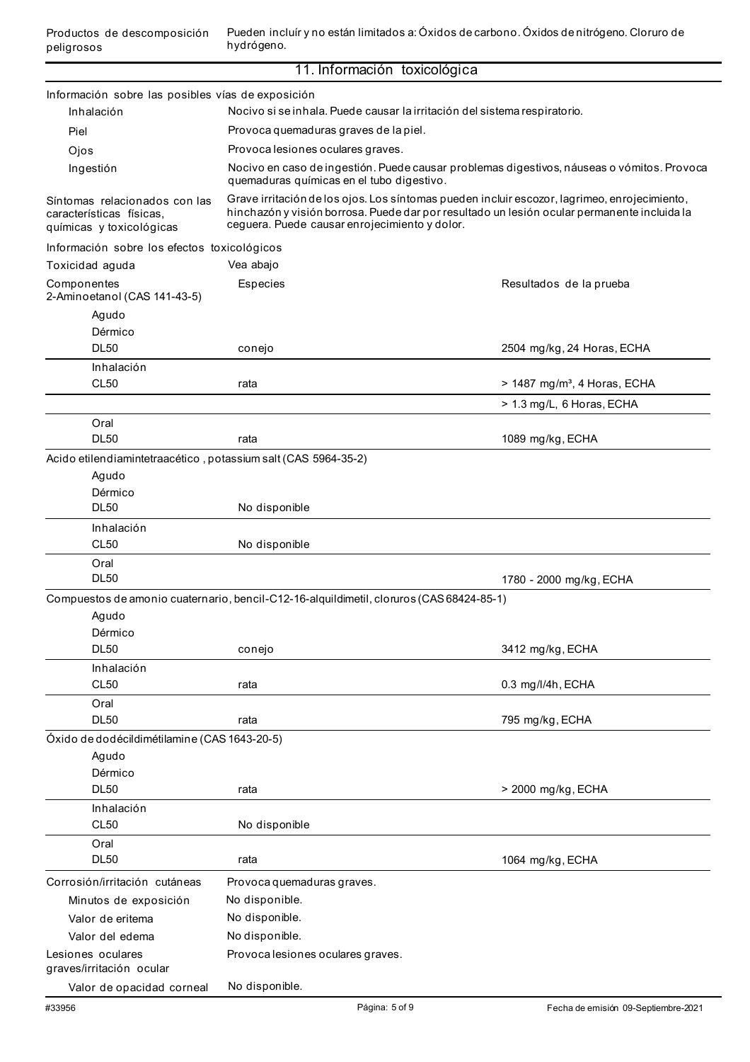| | |
|---|---|
| Productos de descomposición peligrosos | Pueden incluír y no están limitados a: Óxidos de carbono. Óxidos de nitrógeno. Cloruro de hydrógeno. |

## 11. Información toxicológica

**Información sobre las posibles vías de exposición**

| | |
|---|---|
| Inhalación | Nocivo si se inhala. Puede causar la irritación del sistema respiratorio. |
| Piel | Provoca quemaduras graves de la piel. |
| Ojos | Provoca lesiones oculares graves. |
| Ingestión | Nocivo en caso de ingestión. Puede causar problemas digestivos, náuseas o vómitos. Provoca quemaduras químicas en el tubo digestivo. |
| Síntomas relacionados con las características físicas, químicas y toxicológicas | Grave irritación de los ojos. Los síntomas pueden incluir escozor, lagrimeo, enrojecimiento, hinchazón y visión borrosa. Puede dar por resultado un lesión ocular permanente incluida la ceguera. Puede causar enrojecimiento y dolor. |

**Información sobre los efectos toxicológicos**

Toxicidad aguda: Vea abajo

| Componentes | Especies | Resultados de la prueba |
|---|---|---|
| **2-Aminoetanol (CAS 141-43-5)** | | |
| Agudo | | |
| Dérmico | | |
| DL50 | conejo | 2504 mg/kg, 24 Horas, ECHA |
| Inhalación | | |
| CL50 | rata | > 1487 mg/m³, 4 Horas, ECHA |
| | | > 1.3 mg/L, 6 Horas, ECHA |
| Oral | | |
| DL50 | rata | 1089 mg/kg, ECHA |
| **Acido etilendiamintetraacético , potassium salt (CAS 5964-35-2)** | | |
| Agudo | | |
| Dérmico | | |
| DL50 | No disponible | |
| Inhalación | | |
| CL50 | No disponible | |
| Oral | | |
| DL50 | | 1780 - 2000 mg/kg, ECHA |
| **Compuestos de amonio cuaternario, bencil-C12-16-alquildimetil, cloruros (CAS 68424-85-1)** | | |
| Agudo | | |
| Dérmico | | |
| DL50 | conejo | 3412 mg/kg, ECHA |
| Inhalación | | |
| CL50 | rata | 0.3 mg/l/4h, ECHA |
| Oral | | |
| DL50 | rata | 795 mg/kg, ECHA |
| **Óxido de dodécildimétilamine (CAS 1643-20-5)** | | |
| Agudo | | |
| Dérmico | | |
| DL50 | rata | > 2000 mg/kg, ECHA |
| Inhalación | | |
| CL50 | No disponible | |
| Oral | | |
| DL50 | rata | 1064 mg/kg, ECHA |

| | |
|---|---|
| Corrosión/irritación cutáneas | Provoca quemaduras graves. |
| Minutos de exposición | No disponible. |
| Valor de eritema | No disponible. |
| Valor del edema | No disponible. |
| Lesiones oculares graves/irritación ocular | Provoca lesiones oculares graves. |
| Valor de opacidad corneal | No disponible. |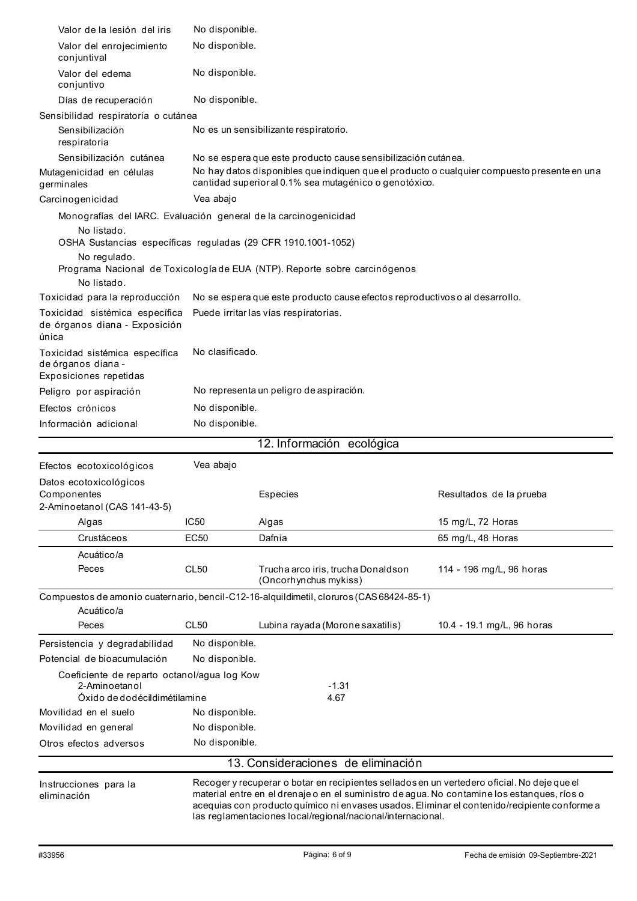| | |
|---|---|
| Valor de la lesión del iris | No disponible. |
| Valor del enrojecimiento conjuntival | No disponible. |
| Valor del edema conjuntivo | No disponible. |
| Días de recuperación | No disponible. |

Sensibilidad respiratoria o cutánea

| | |
|---|---|
| Sensibilización respiratoria | No es un sensibilizante respiratorio. |
| Sensibilización cutánea | No se espera que este producto cause sensibilización cutánea. |
| Mutagenicidad en células germinales | No hay datos disponibles que indiquen que el producto o cualquier compuesto presente en una cantidad superior al 0.1% sea mutagénico o genotóxico. |
| Carcinogenicidad | Vea abajo |

Monografías del IARC. Evaluación general de la carcinogenicidad

No listado.

OSHA Sustancias específicas reguladas (29 CFR 1910.1001-1052)

No regulado.

Programa Nacional de Toxicología de EUA (NTP). Reporte sobre carcinógenos

No listado.

| | |
|---|---|
| Toxicidad para la reproducción | No se espera que este producto cause efectos reproductivos o al desarrollo. |
| Toxicidad sistémica específica de órganos diana - Exposición única | Puede irritar las vías respiratorias. |
| Toxicidad sistémica específica de órganos diana - Exposiciones repetidas | No clasificado. |
| Peligro por aspiración | No representa un peligro de aspiración. |
| Efectos crónicos | No disponible. |
| Información adicional | No disponible. |

## 12. Información ecológica

| | |
|---|---|
| Efectos ecotoxicológicos | Vea abajo |

Datos ecotoxicológicos

| Componentes | | Especies | Resultados de la prueba |
|---|---|---|---|
| 2-Aminoetanol (CAS 141-43-5) | | | |
| Algas | IC50 | Algas | 15 mg/L, 72 Horas |
| Crustáceos | EC50 | Dafnia | 65 mg/L, 48 Horas |
| Acuático/a | | | |
| Peces | CL50 | Trucha arco iris, trucha Donaldson (Oncorhynchus mykiss) | 114 - 196 mg/L, 96 horas |
| Compuestos de amonio cuaternario, bencil-C12-16-alquildimetil, cloruros (CAS 68424-85-1) | | | |
| Acuático/a | | | |
| Peces | CL50 | Lubina rayada (Morone saxatilis) | 10.4 - 19.1 mg/L, 96 horas |

| | |
|---|---|
| Persistencia y degradabilidad | No disponible. |
| Potencial de bioacumulación | No disponible. |

Coeficiente de reparto octanol/agua log Kow

| | |
|---|---|
| 2-Aminoetanol | -1.31 |
| Óxido de dodécildimétilamine | 4.67 |

| | |
|---|---|
| Movilidad en el suelo | No disponible. |
| Movilidad en general | No disponible. |
| Otros efectos adversos | No disponible. |

## 13. Consideraciones de eliminación

| | |
|---|---|
| Instrucciones para la eliminación | Recoger y recuperar o botar en recipientes sellados en un vertedero oficial. No deje que el material entre en el drenaje o en el suministro de agua. No contamine los estanques, ríos o acequias con producto químico ni envases usados. Eliminar el contenido/recipiente conforme a las reglamentaciones local/regional/nacional/internacional. |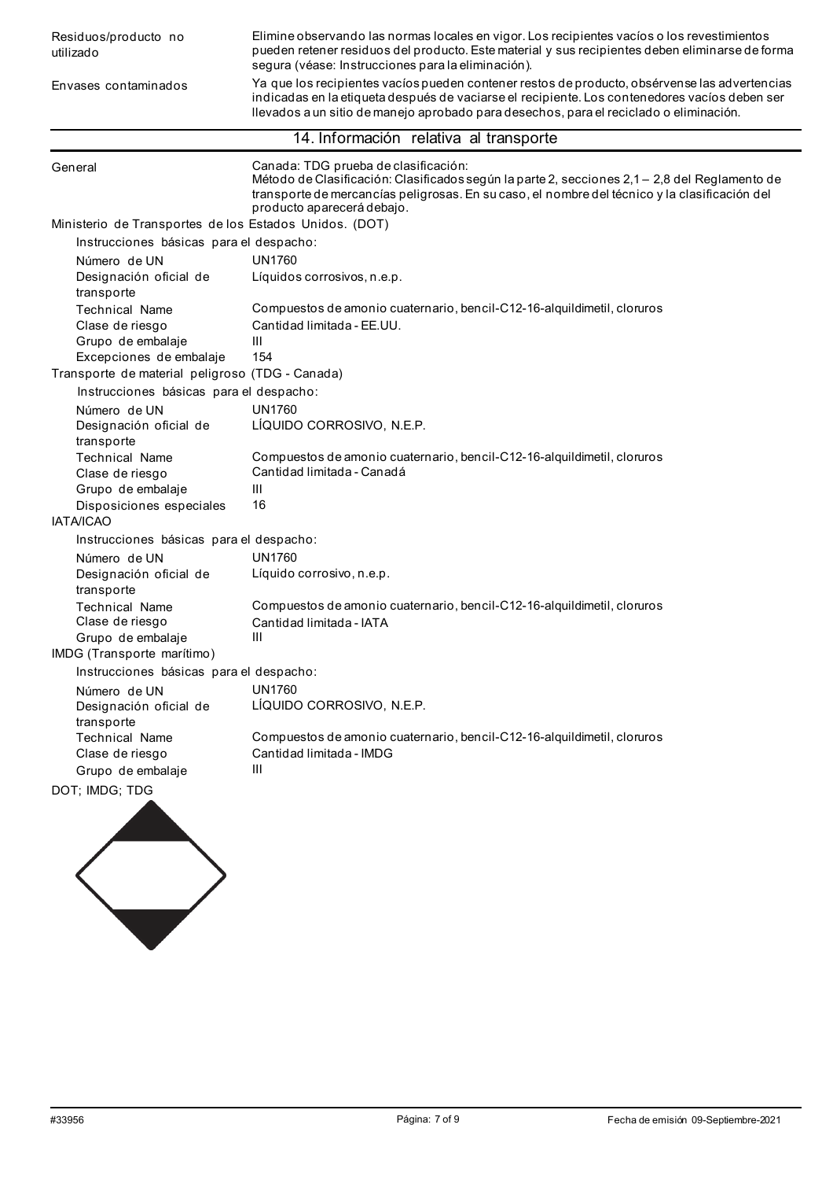| | |
|---|---|
| Residuos/producto no utilizado | Elimine observando las normas locales en vigor. Los recipientes vacíos o los revestimientos pueden retener residuos del producto. Este material y sus recipientes deben eliminarse de forma segura (véase: Instrucciones para la eliminación). |
| Envases contaminados | Ya que los recipientes vacíos pueden contener restos de producto, obsérvense las advertencias indicadas en la etiqueta después de vaciarse el recipiente. Los contenedores vacíos deben ser llevados a un sitio de manejo aprobado para desechos, para el reciclado o eliminación. |

## 14. Información relativa al transporte

| | |
|---|---|
| General | Canada: TDG prueba de clasificación:<br>Método de Clasificación: Clasificados según la parte 2, secciones 2,1 – 2,8 del Reglamento de transporte de mercancías peligrosas. En su caso, el nombre del técnico y la clasificación del producto aparecerá debajo. |

**Ministerio de Transportes de los Estados Unidos. (DOT)**

Instrucciones básicas para el despacho:

| | |
|---|---|
| Número de UN | UN1760 |
| Designación oficial de transporte | Líquidos corrosivos, n.e.p. |
| Technical Name | Compuestos de amonio cuaternario, bencil-C12-16-alquildimetil, cloruros |
| Clase de riesgo | Cantidad limitada - EE.UU. |
| Grupo de embalaje | III |
| Excepciones de embalaje | 154 |

**Transporte de material peligroso (TDG - Canada)**

Instrucciones básicas para el despacho:

| | |
|---|---|
| Número de UN | UN1760 |
| Designación oficial de transporte | LÍQUIDO CORROSIVO, N.E.P. |
| Technical Name | Compuestos de amonio cuaternario, bencil-C12-16-alquildimetil, cloruros |
| Clase de riesgo | Cantidad limitada - Canadá |
| Grupo de embalaje | III |
| Disposiciones especiales | 16 |

**IATA/ICAO**

Instrucciones básicas para el despacho:

| | |
|---|---|
| Número de UN | UN1760 |
| Designación oficial de transporte | Líquido corrosivo, n.e.p. |
| Technical Name | Compuestos de amonio cuaternario, bencil-C12-16-alquildimetil, cloruros |
| Clase de riesgo | Cantidad limitada - IATA |
| Grupo de embalaje | III |

**IMDG (Transporte marítimo)**

Instrucciones básicas para el despacho:

| | |
|---|---|
| Número de UN | UN1760 |
| Designación oficial de transporte | LÍQUIDO CORROSIVO, N.E.P. |
| Technical Name | Compuestos de amonio cuaternario, bencil-C12-16-alquildimetil, cloruros |
| Clase de riesgo | Cantidad limitada - IMDG |
| Grupo de embalaje | III |

DOT; IMDG; TDG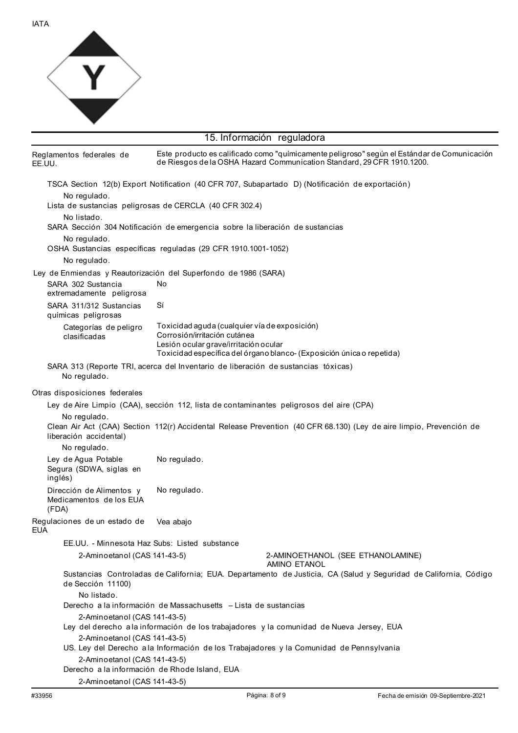IATA

## 15. Información reguladora

**Reglamentos federales de EE.UU.** Este producto es calificado como "químicamente peligroso" según el Estándar de Comunicación de Riesgos de la OSHA Hazard Communication Standard, 29 CFR 1910.1200.

TSCA Section 12(b) Export Notification (40 CFR 707, Subapartado D) (Notificación de exportación)

No regulado.

Lista de sustancias peligrosas de CERCLA (40 CFR 302.4)

No listado.

SARA Sección 304 Notificación de emergencia sobre la liberación de sustancias

No regulado.

OSHA Sustancias específicas reguladas (29 CFR 1910.1001-1052)

No regulado.

Ley de Enmiendas y Reautorización del Superfondo de 1986 (SARA)

| | |
|---|---|
| SARA 302 Sustancia extremadamente peligrosa | No |
| SARA 311/312 Sustancias químicas peligrosas | Sí |
| Categorías de peligro clasificadas | Toxicidad aguda (cualquier vía de exposición)<br>Corrosión/irritación cutánea<br>Lesión ocular grave/irritación ocular<br>Toxicidad específica del órgano blanco- (Exposición única o repetida) |

SARA 313 (Reporte TRI, acerca del Inventario de liberación de sustancias tóxicas)

No regulado.

Otras disposiciones federales

Ley de Aire Limpio (CAA), sección 112, lista de contaminantes peligrosos del aire (CPA)

No regulado.

Clean Air Act (CAA) Section 112(r) Accidental Release Prevention (40 CFR 68.130) (Ley de aire limpio, Prevención de liberación accidental)

No regulado.

| | |
|---|---|
| Ley de Agua Potable Segura (SDWA, siglas en inglés) | No regulado. |
| Dirección de Alimentos y Medicamentos de los EUA (FDA) | No regulado. |
| Regulaciones de un estado de EUA | Vea abajo |

EE.UU. - Minnesota Haz Subs: Listed substance

| | |
|---|---|
| 2-Aminoetanol (CAS 141-43-5) | 2-AMINOETHANOL (SEE ETHANOLAMINE)<br>AMINO ETANOL |

Sustancias Controladas de California; EUA. Departamento de Justicia, CA (Salud y Seguridad de California, Código de Sección 11100)

No listado.

Derecho a la información de Massachusetts – Lista de sustancias

2-Aminoetanol (CAS 141-43-5)

Ley del derecho a la información de los trabajadores y la comunidad de Nueva Jersey, EUA

2-Aminoetanol (CAS 141-43-5)

US. Ley del Derecho a la Información de los Trabajadores y la Comunidad de Pennsylvania

2-Aminoetanol (CAS 141-43-5)

Derecho a la información de Rhode Island, EUA

2-Aminoetanol (CAS 141-43-5)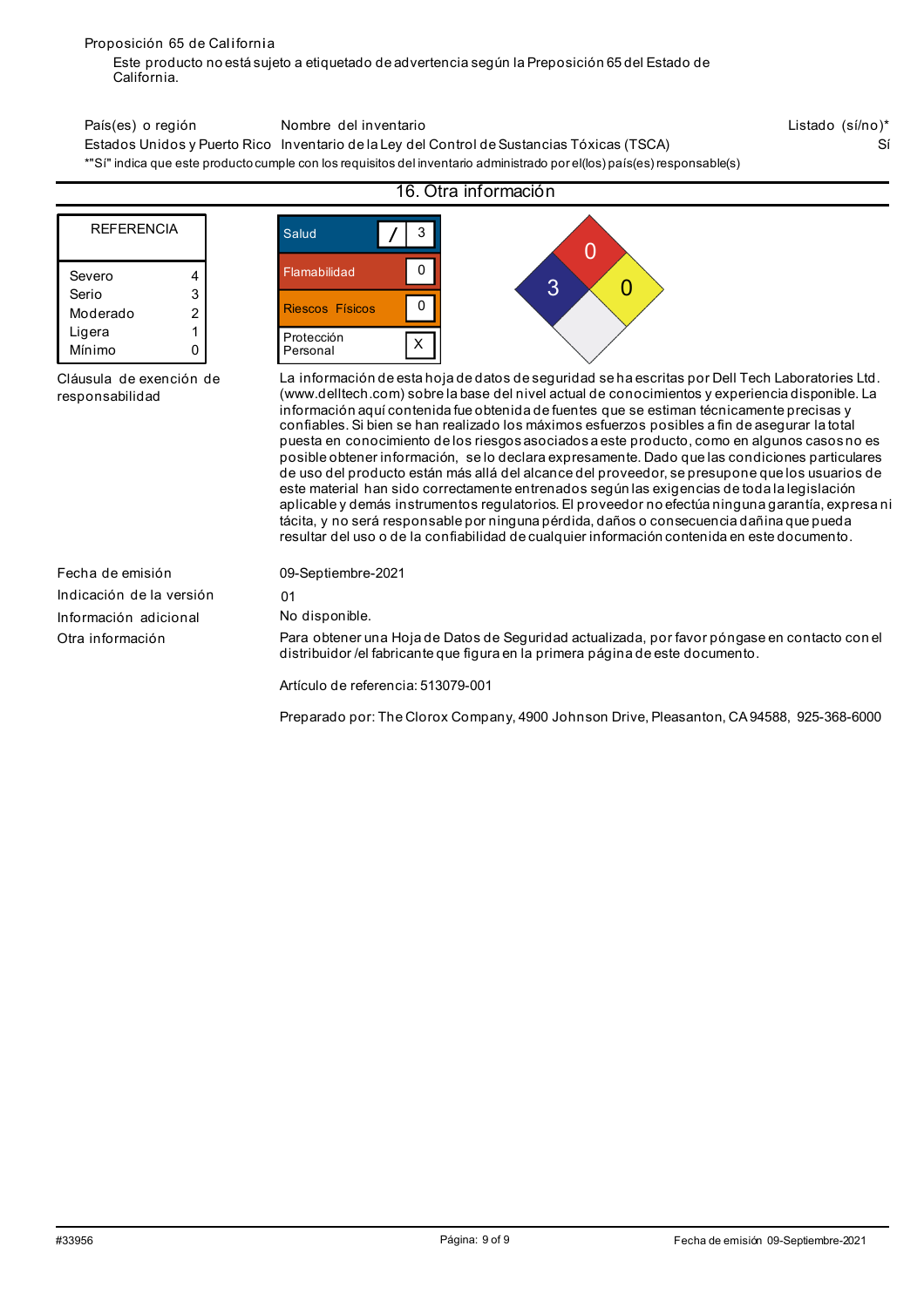Proposición 65 de California

Este producto no está sujeto a etiquetado de advertencia según la Preposición 65 del Estado de California.

| País(es) o región | Nombre del inventario | Listado (sí/no)* |
|---|---|---|
| Estados Unidos y Puerto Rico | Inventario de la Ley del Control de Sustancias Tóxicas (TSCA) | Sí |

*"Sí" indica que este producto cumple con los requisitos del inventario administrado por el(los) país(es) responsable(s)

## 16. Otra información

| REFERENCIA | |
|---|---|
| Severo | 4 |
| Serio | 3 |
| Moderado | 2 |
| Ligera | 1 |
| Mínimo | 0 |

| | | |
|---|---|---|
| Salud | / | 3 |
| Flamabilidad | | 0 |
| Riescos Físicos | | 0 |
| Protección Personal | | X |

0
3
0

**Cláusula de exención de responsabilidad**

La información de esta hoja de datos de seguridad se ha escritas por Dell Tech Laboratories Ltd. (www.delltech.com) sobre la base del nivel actual de conocimientos y experiencia disponible. La información aquí contenida fue obtenida de fuentes que se estiman técnicamente precisas y confiables. Si bien se han realizado los máximos esfuerzos posibles a fin de asegurar la total puesta en conocimiento de los riesgos asociados a este producto, como en algunos casos no es posible obtener información, se lo declara expresamente. Dado que las condiciones particulares de uso del producto están más allá del alcance del proveedor, se presupone que los usuarios de este material han sido correctamente entrenados según las exigencias de toda la legislación aplicable y demás instrumentos regulatorios. El proveedor no efectúa ninguna garantía, expresa ni tácita, y no será responsable por ninguna pérdida, daños o consecuencia dañina que pueda resultar del uso o de la confiabilidad de cualquier información contenida en este documento.

**Fecha de emisión** 09-Septiembre-2021

**Indicación de la versión** 01

**Información adicional** No disponible.

**Otra información** Para obtener una Hoja de Datos de Seguridad actualizada, por favor póngase en contacto con el distribuidor /el fabricante que figura en la primera página de este documento.

Artículo de referencia: 513079-001

Preparado por: The Clorox Company, 4900 Johnson Drive, Pleasanton, CA 94588, 925-368-6000